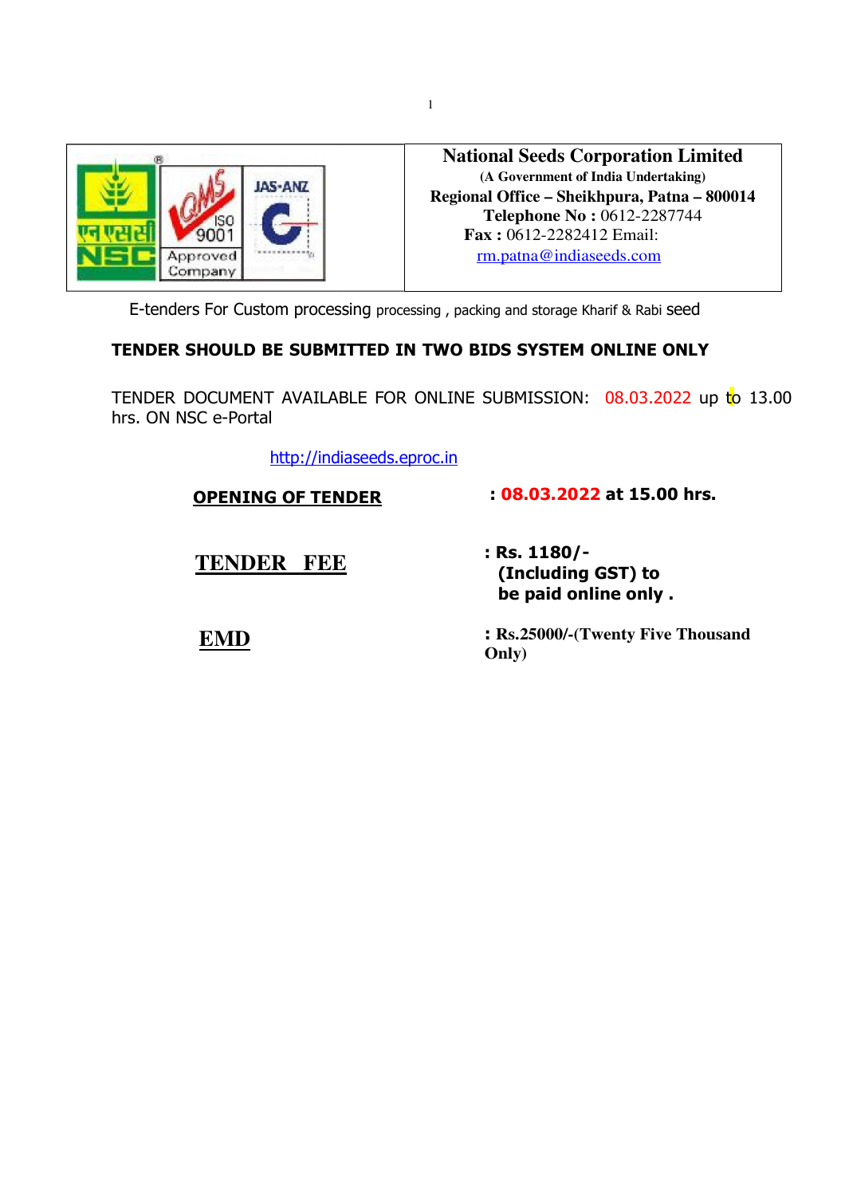# National Seeds Corporation Limited

**(A Government of India Undertaking)**

**Regional Office – Sheikhpura, Patna – 800014**

**Telephone No :** 0612-2287744

**Fax :** 0612-2282412 Email: rm.patna@indiaseeds.com

E-tenders For Custom processing processing , packing and storage Kharif & Rabi seed

**TENDER SHOULD BE SUBMITTED IN TWO BIDS SYSTEM ONLINE ONLY**

TENDER DOCUMENT AVAILABLE FOR ONLINE SUBMISSION: 08.03.2022 up to 13.00 hrs. ON NSC e-Portal

http://indiaseeds.eproc.in

| | |
|---|---|
| **OPENING OF TENDER** | **: 08.03.2022 at 15.00 hrs.** |
| **TENDER FEE** | **: Rs. 1180/- (Including GST) to be paid online only .** |
| **EMD** | **: Rs.25000/-(Twenty Five Thousand Only)** |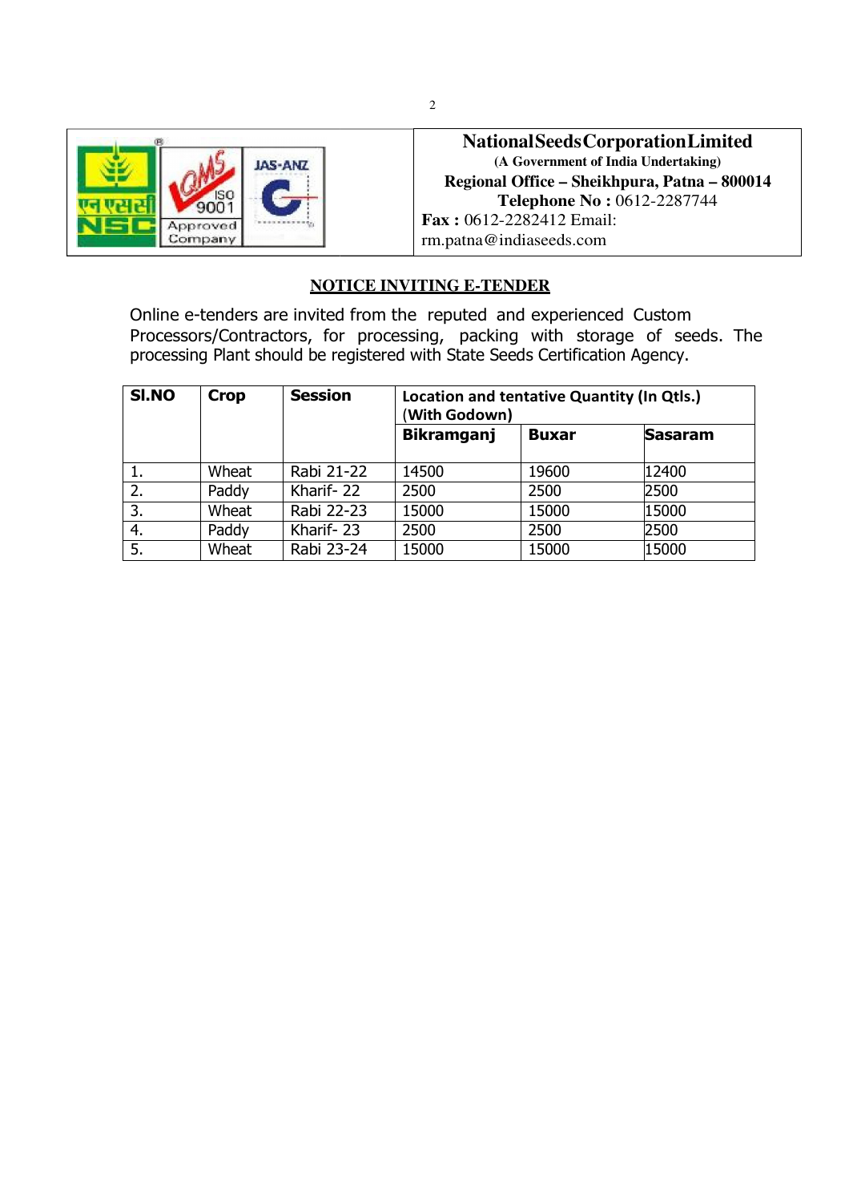**National Seeds Corporation Limited**
**(A Government of India Undertaking)**
**Regional Office – Sheikhpura, Patna – 800014**
**Telephone No :** 0612-2287744
**Fax :** 0612-2282412 Email: rm.patna@indiaseeds.com

## NOTICE INVITING E-TENDER

Online e-tenders are invited from the reputed and experienced Custom Processors/Contractors, for processing, packing with storage of seeds. The processing Plant should be registered with State Seeds Certification Agency.

| Sl.NO | Crop | Session | Location and tentative Quantity (In Qtls.) (With Godown) | | |
|---|---|---|---|---|---|
| | | | Bikramganj | Buxar | Sasaram |
| 1. | Wheat | Rabi 21-22 | 14500 | 19600 | 12400 |
| 2. | Paddy | Kharif- 22 | 2500 | 2500 | 2500 |
| 3. | Wheat | Rabi 22-23 | 15000 | 15000 | 15000 |
| 4. | Paddy | Kharif- 23 | 2500 | 2500 | 2500 |
| 5. | Wheat | Rabi 23-24 | 15000 | 15000 | 15000 |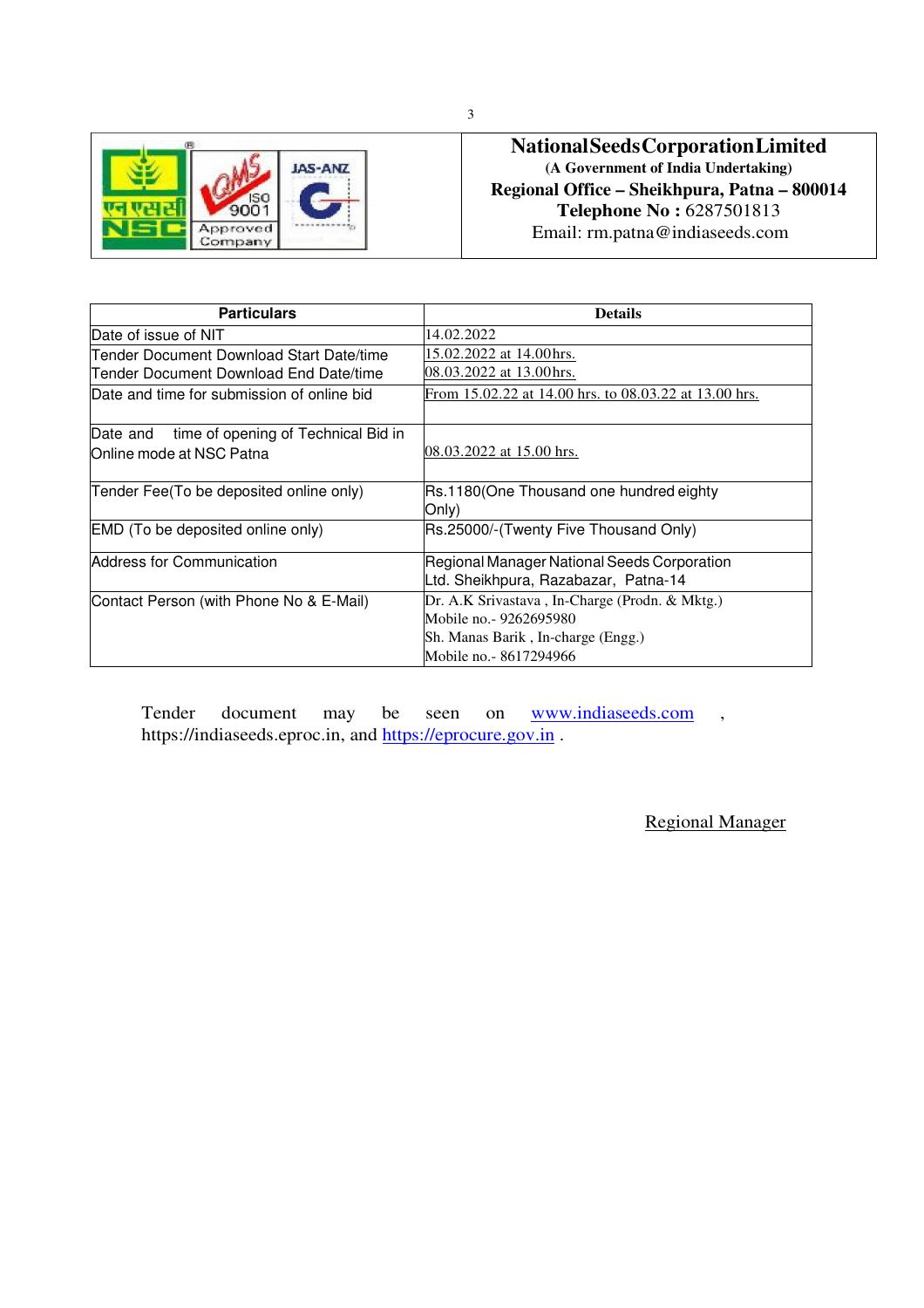**National Seeds Corporation Limited**

**(A Government of India Undertaking)**

**Regional Office – Sheikhpura, Patna – 800014**

**Telephone No :** 6287501813

Email: rm.patna@indiaseeds.com

| Particulars | Details |
|---|---|
| Date of issue of NIT | 14.02.2022 |
| Tender Document Download Start Date/time<br>Tender Document Download End Date/time | 15.02.2022 at 14.00hrs.<br>08.03.2022 at 13.00hrs. |
| Date and time for submission of online bid | From 15.02.22 at 14.00 hrs. to 08.03.22 at 13.00 hrs. |
| Date and time of opening of Technical Bid in Online mode at NSC Patna | 08.03.2022 at 15.00 hrs. |
| Tender Fee(To be deposited online only) | Rs.1180(One Thousand one hundred eighty Only) |
| EMD (To be deposited online only) | Rs.25000/-(Twenty Five Thousand Only) |
| Address for Communication | Regional Manager National Seeds Corporation Ltd. Sheikhpura, Razabazar, Patna-14 |
| Contact Person (with Phone No & E-Mail) | Dr. A.K Srivastava , In-Charge (Prodn. & Mktg.)<br>Mobile no.- 9262695980<br>Sh. Manas Barik , In-charge (Engg.)<br>Mobile no.- 8617294966 |

Tender document may be seen on www.indiaseeds.com , https://indiaseeds.eproc.in, and https://eprocure.gov.in .

Regional Manager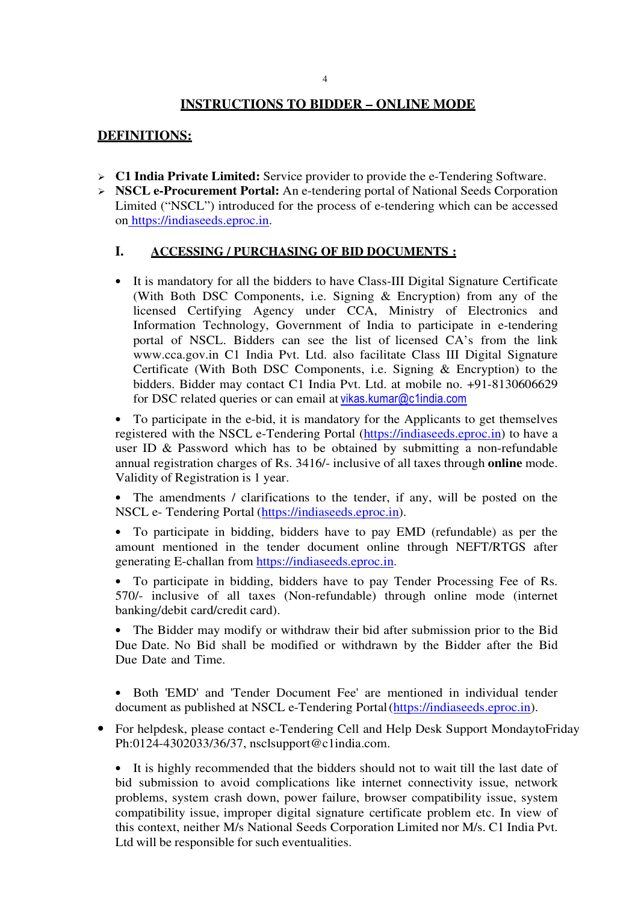## INSTRUCTIONS TO BIDDER – ONLINE MODE

### DEFINITIONS:

- **C1 India Private Limited:** Service provider to provide the e-Tendering Software.
- **NSCL e-Procurement Portal:** An e-tendering portal of National Seeds Corporation Limited ("NSCL") introduced for the process of e-tendering which can be accessed on https://indiaseeds.eproc.in.

### I. ACCESSING / PURCHASING OF BID DOCUMENTS :

- It is mandatory for all the bidders to have Class-III Digital Signature Certificate (With Both DSC Components, i.e. Signing & Encryption) from any of the licensed Certifying Agency under CCA, Ministry of Electronics and Information Technology, Government of India to participate in e-tendering portal of NSCL. Bidders can see the list of licensed CA's from the link www.cca.gov.in C1 India Pvt. Ltd. also facilitate Class III Digital Signature Certificate (With Both DSC Components, i.e. Signing & Encryption) to the bidders. Bidder may contact C1 India Pvt. Ltd. at mobile no. +91-8130606629 for DSC related queries or can email at vikas.kumar@c1india.com

- To participate in the e-bid, it is mandatory for the Applicants to get themselves registered with the NSCL e-Tendering Portal (https://indiaseeds.eproc.in) to have a user ID & Password which has to be obtained by submitting a non-refundable annual registration charges of Rs. 3416/- inclusive of all taxes through **online** mode. Validity of Registration is 1 year.

- The amendments / clarifications to the tender, if any, will be posted on the NSCL e- Tendering Portal (https://indiaseeds.eproc.in).

- To participate in bidding, bidders have to pay EMD (refundable) as per the amount mentioned in the tender document online through NEFT/RTGS after generating E-challan from https://indiaseeds.eproc.in.

- To participate in bidding, bidders have to pay Tender Processing Fee of Rs. 570/- inclusive of all taxes (Non-refundable) through online mode (internet banking/debit card/credit card).

- The Bidder may modify or withdraw their bid after submission prior to the Bid Due Date. No Bid shall be modified or withdrawn by the Bidder after the Bid Due Date and Time.

- Both 'EMD' and 'Tender Document Fee' are mentioned in individual tender document as published at NSCL e-Tendering Portal (https://indiaseeds.eproc.in).

- For helpdesk, please contact e-Tendering Cell and Help Desk Support MondaytoFriday Ph:0124-4302033/36/37, nsclsupport@c1india.com.

- It is highly recommended that the bidders should not to wait till the last date of bid submission to avoid complications like internet connectivity issue, network problems, system crash down, power failure, browser compatibility issue, system compatibility issue, improper digital signature certificate problem etc. In view of this context, neither M/s National Seeds Corporation Limited nor M/s. C1 India Pvt. Ltd will be responsible for such eventualities.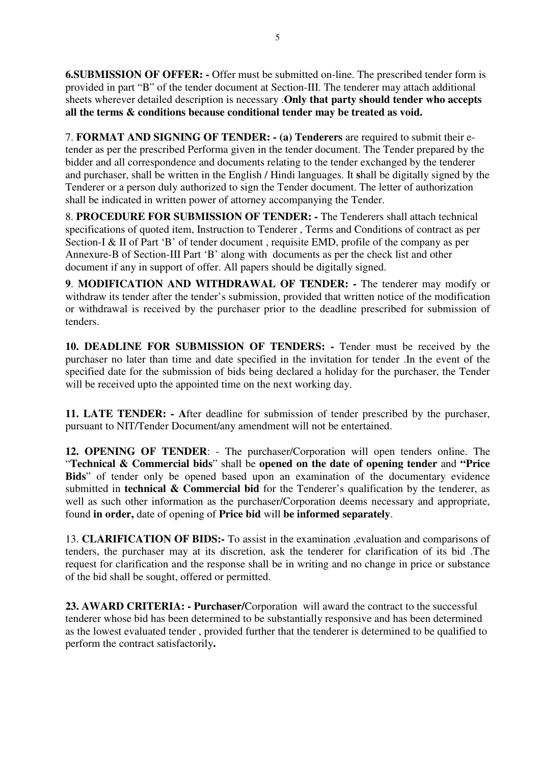**6.SUBMISSION OF OFFER: -** Offer must be submitted on-line. The prescribed tender form is provided in part "B" of the tender document at Section-III. The tenderer may attach additional sheets wherever detailed description is necessary .**Only that party should tender who accepts all the terms & conditions because conditional tender may be treated as void.**

7. **FORMAT AND SIGNING OF TENDER: - (a) Tenderers** are required to submit their e-tender as per the prescribed Performa given in the tender document. The Tender prepared by the bidder and all correspondence and documents relating to the tender exchanged by the tenderer and purchaser, shall be written in the English / Hindi languages. It **s**hall be digitally signed by the Tenderer or a person duly authorized to sign the Tender document. The letter of authorization shall be indicated in written power of attorney accompanying the Tender.

8. **PROCEDURE FOR SUBMISSION OF TENDER: -** The Tenderers shall attach technical specifications of quoted item, Instruction to Tenderer , Terms and Conditions of contract as per Section-I & II of Part 'B' of tender document , requisite EMD, profile of the company as per Annexure-B of Section-III Part 'B' along with documents as per the check list and other document if any in support of offer. All papers should be digitally signed.

**9**. **MODIFICATION AND WITHDRAWAL OF TENDER: -** The tenderer may modify or withdraw its tender after the tender's submission, provided that written notice of the modification or withdrawal is received by the purchaser prior to the deadline prescribed for submission of tenders.

**10. DEADLINE FOR SUBMISSION OF TENDERS: -** Tender must be received by the purchaser no later than time and date specified in the invitation for tender .In the event of the specified date for the submission of bids being declared a holiday for the purchaser, the Tender will be received upto the appointed time on the next working day.

**11. LATE TENDER: - A**fter deadline for submission of tender prescribed by the purchaser, pursuant to NIT/Tender Document/any amendment will not be entertained.

**12. OPENING OF TENDER**: - The purchaser/Corporation will open tenders online. The "**Technical & Commercial bids**" shall be **opened on the date of opening tender** and **"Price Bids**" of tender only be opened based upon an examination of the documentary evidence submitted in **technical & Commercial bid** for the Tenderer's qualification by the tenderer, as well as such other information as the purchaser/Corporation deems necessary and appropriate, found **in order,** date of opening of **Price bid** will **be informed separately**.

13. **CLARIFICATION OF BIDS:-** To assist in the examination ,evaluation and comparisons of tenders, the purchaser may at its discretion, ask the tenderer for clarification of its bid .The request for clarification and the response shall be in writing and no change in price or substance of the bid shall be sought, offered or permitted.

**23. AWARD CRITERIA: - Purchaser/**Corporation will award the contract to the successful tenderer whose bid has been determined to be substantially responsive and has been determined as the lowest evaluated tender , provided further that the tenderer is determined to be qualified to perform the contract satisfactorily**.**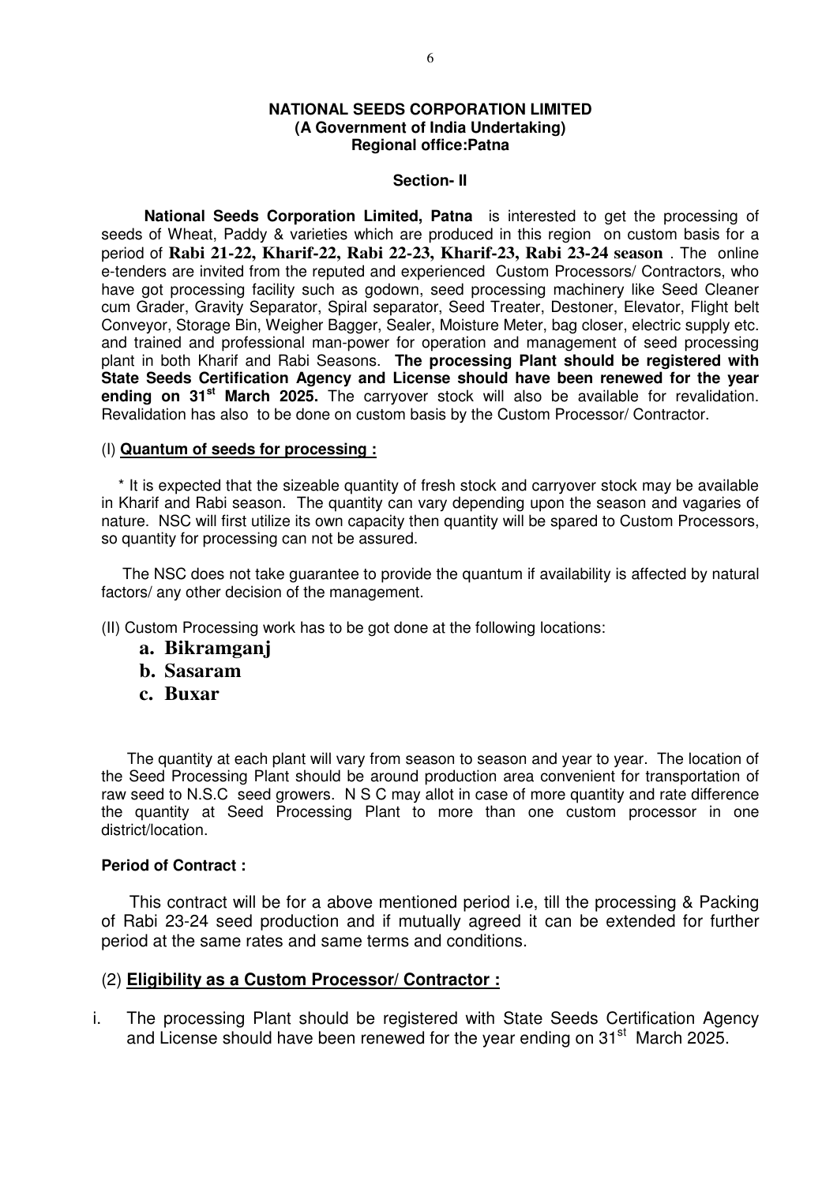**NATIONAL SEEDS CORPORATION LIMITED**
**(A Government of India Undertaking)**
**Regional office:Patna**

**Section- II**

**National Seeds Corporation Limited, Patna** is interested to get the processing of seeds of Wheat, Paddy & varieties which are produced in this region on custom basis for a period of **Rabi 21-22, Kharif-22, Rabi 22-23, Kharif-23, Rabi 23-24 season** . The online e-tenders are invited from the reputed and experienced Custom Processors/ Contractors, who have got processing facility such as godown, seed processing machinery like Seed Cleaner cum Grader, Gravity Separator, Spiral separator, Seed Treater, Destoner, Elevator, Flight belt Conveyor, Storage Bin, Weigher Bagger, Sealer, Moisture Meter, bag closer, electric supply etc. and trained and professional man-power for operation and management of seed processing plant in both Kharif and Rabi Seasons. **The processing Plant should be registered with State Seeds Certification Agency and License should have been renewed for the year ending on 31st March 2025.** The carryover stock will also be available for revalidation. Revalidation has also to be done on custom basis by the Custom Processor/ Contractor.

(I) **Quantum of seeds for processing :**

* It is expected that the sizeable quantity of fresh stock and carryover stock may be available in Kharif and Rabi season. The quantity can vary depending upon the season and vagaries of nature. NSC will first utilize its own capacity then quantity will be spared to Custom Processors, so quantity for processing can not be assured.

The NSC does not take guarantee to provide the quantum if availability is affected by natural factors/ any other decision of the management.

(II) Custom Processing work has to be got done at the following locations:

- **a. Bikramganj**
- **b. Sasaram**
- **c. Buxar**

The quantity at each plant will vary from season to season and year to year. The location of the Seed Processing Plant should be around production area convenient for transportation of raw seed to N.S.C seed growers. N S C may allot in case of more quantity and rate difference the quantity at Seed Processing Plant to more than one custom processor in one district/location.

**Period of Contract :**

This contract will be for a above mentioned period i.e, till the processing & Packing of Rabi 23-24 seed production and if mutually agreed it can be extended for further period at the same rates and same terms and conditions.

(2) **Eligibility as a Custom Processor/ Contractor :**

i. The processing Plant should be registered with State Seeds Certification Agency and License should have been renewed for the year ending on 31st March 2025.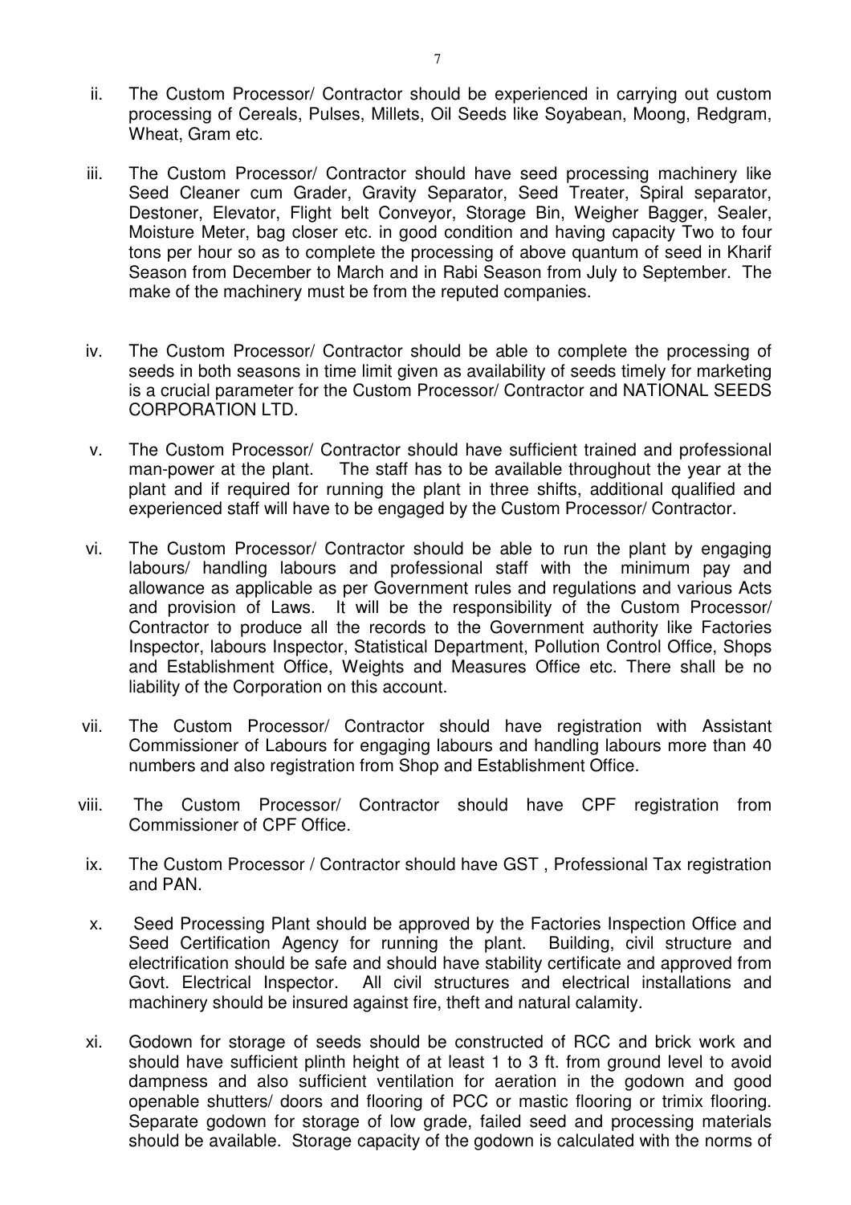ii. The Custom Processor/ Contractor should be experienced in carrying out custom processing of Cereals, Pulses, Millets, Oil Seeds like Soyabean, Moong, Redgram, Wheat, Gram etc.

iii. The Custom Processor/ Contractor should have seed processing machinery like Seed Cleaner cum Grader, Gravity Separator, Seed Treater, Spiral separator, Destoner, Elevator, Flight belt Conveyor, Storage Bin, Weigher Bagger, Sealer, Moisture Meter, bag closer etc. in good condition and having capacity Two to four tons per hour so as to complete the processing of above quantum of seed in Kharif Season from December to March and in Rabi Season from July to September. The make of the machinery must be from the reputed companies.

iv. The Custom Processor/ Contractor should be able to complete the processing of seeds in both seasons in time limit given as availability of seeds timely for marketing is a crucial parameter for the Custom Processor/ Contractor and NATIONAL SEEDS CORPORATION LTD.

v. The Custom Processor/ Contractor should have sufficient trained and professional man-power at the plant. The staff has to be available throughout the year at the plant and if required for running the plant in three shifts, additional qualified and experienced staff will have to be engaged by the Custom Processor/ Contractor.

vi. The Custom Processor/ Contractor should be able to run the plant by engaging labours/ handling labours and professional staff with the minimum pay and allowance as applicable as per Government rules and regulations and various Acts and provision of Laws. It will be the responsibility of the Custom Processor/ Contractor to produce all the records to the Government authority like Factories Inspector, labours Inspector, Statistical Department, Pollution Control Office, Shops and Establishment Office, Weights and Measures Office etc. There shall be no liability of the Corporation on this account.

vii. The Custom Processor/ Contractor should have registration with Assistant Commissioner of Labours for engaging labours and handling labours more than 40 numbers and also registration from Shop and Establishment Office.

viii. The Custom Processor/ Contractor should have CPF registration from Commissioner of CPF Office.

ix. The Custom Processor / Contractor should have GST , Professional Tax registration and PAN.

x. Seed Processing Plant should be approved by the Factories Inspection Office and Seed Certification Agency for running the plant. Building, civil structure and electrification should be safe and should have stability certificate and approved from Govt. Electrical Inspector. All civil structures and electrical installations and machinery should be insured against fire, theft and natural calamity.

xi. Godown for storage of seeds should be constructed of RCC and brick work and should have sufficient plinth height of at least 1 to 3 ft. from ground level to avoid dampness and also sufficient ventilation for aeration in the godown and good openable shutters/ doors and flooring of PCC or mastic flooring or trimix flooring. Separate godown for storage of low grade, failed seed and processing materials should be available. Storage capacity of the godown is calculated with the norms of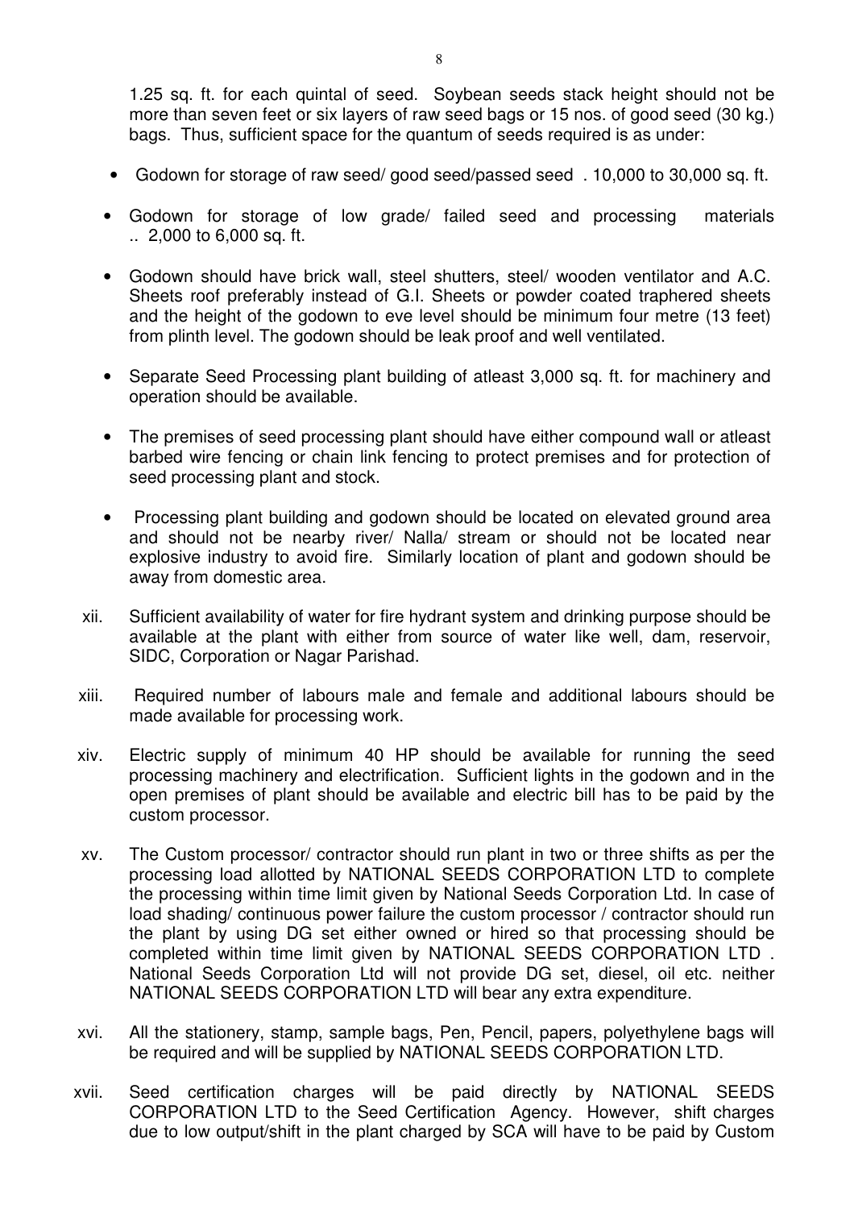1.25 sq. ft. for each quintal of seed. Soybean seeds stack height should not be more than seven feet or six layers of raw seed bags or 15 nos. of good seed (30 kg.) bags. Thus, sufficient space for the quantum of seeds required is as under:

- Godown for storage of raw seed/ good seed/passed seed . 10,000 to 30,000 sq. ft.
- Godown for storage of low grade/ failed seed and processing materials .. 2,000 to 6,000 sq. ft.
- Godown should have brick wall, steel shutters, steel/ wooden ventilator and A.C. Sheets roof preferably instead of G.I. Sheets or powder coated traphered sheets and the height of the godown to eve level should be minimum four metre (13 feet) from plinth level. The godown should leak proof and well ventilated.
- Separate Seed Processing plant building of atleast 3,000 sq. ft. for machinery and operation should be available.
- The premises of seed processing plant should have either compound wall or atleast barbed wire fencing or chain link fencing to protect premises and for protection of seed processing plant and stock.
- Processing plant building and godown should be located on elevated ground area and should not be nearby river/ Nalla/ stream or should not be located near explosive industry to avoid fire. Similarly location of plant and godown should be away from domestic area.

xii. Sufficient availability of water for fire hydrant system and drinking purpose should be available at the plant with either from source of water like well, dam, reservoir, SIDC, Corporation or Nagar Parishad.

xiii. Required number of labours male and female and additional labours should be made available for processing work.

xiv. Electric supply of minimum 40 HP should be available for running the seed processing machinery and electrification. Sufficient lights in the godown and in the open premises of plant should be available and electric bill has to be paid by the custom processor.

xv. The Custom processor/ contractor should run plant in two or three shifts as per the processing load allotted by NATIONAL SEEDS CORPORATION LTD to complete the processing within time limit given by National Seeds Corporation Ltd. In case of load shading/ continuous power failure the custom processor / contractor should run the plant by using DG set either owned or hired so that processing should be completed within time limit given by NATIONAL SEEDS CORPORATION LTD . National Seeds Corporation Ltd will not provide DG set, diesel, oil etc. neither NATIONAL SEEDS CORPORATION LTD will bear any extra expenditure.

xvi. All the stationery, stamp, sample bags, Pen, Pencil, papers, polyethylene bags will be required and will be supplied by NATIONAL SEEDS CORPORATION LTD.

xvii. Seed certification charges will be paid directly by NATIONAL SEEDS CORPORATION LTD to the Seed Certification Agency. However, shift charges due to low output/shift in the plant charged by SCA will have to be paid by Custom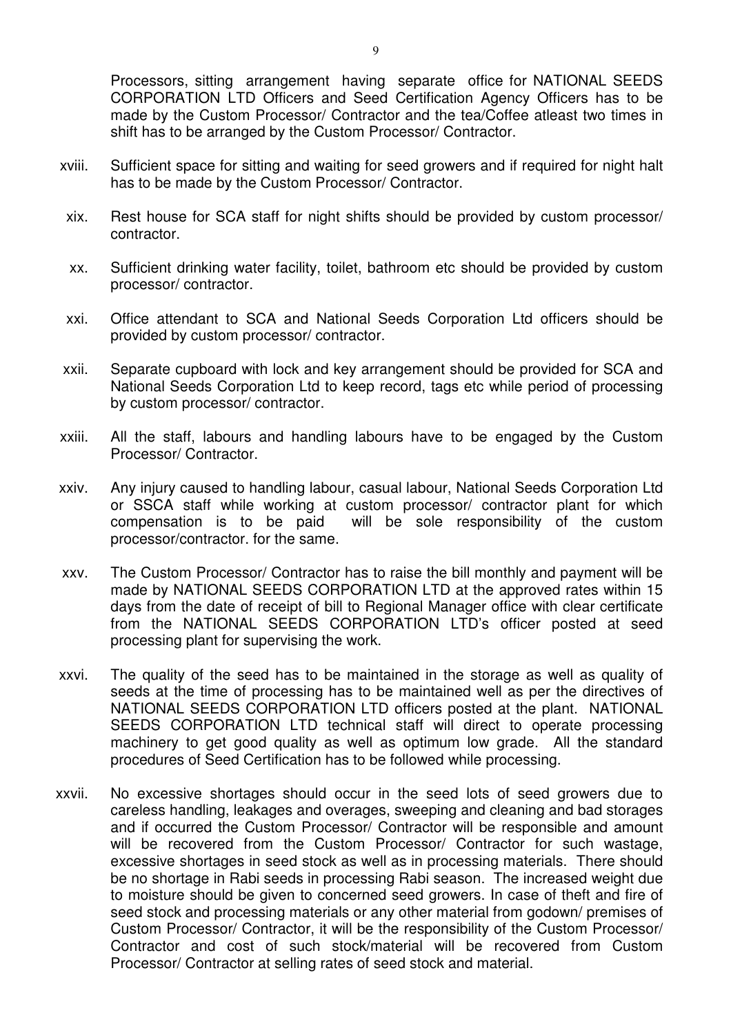Processors, sitting arrangement having separate office for NATIONAL SEEDS CORPORATION LTD Officers and Seed Certification Agency Officers has to be made by the Custom Processor/ Contractor and the tea/Coffee atleast two times in shift has to be arranged by the Custom Processor/ Contractor.

xviii. Sufficient space for sitting and waiting for seed growers and if required for night halt has to be made by the Custom Processor/ Contractor.

xix. Rest house for SCA staff for night shifts should be provided by custom processor/ contractor.

xx. Sufficient drinking water facility, toilet, bathroom etc should be provided by custom processor/ contractor.

xxi. Office attendant to SCA and National Seeds Corporation Ltd officers should be provided by custom processor/ contractor.

xxii. Separate cupboard with lock and key arrangement should be provided for SCA and National Seeds Corporation Ltd to keep record, tags etc while period of processing by custom processor/ contractor.

xxiii. All the staff, labours and handling labours have to be engaged by the Custom Processor/ Contractor.

xxiv. Any injury caused to handling labour, casual labour, National Seeds Corporation Ltd or SSCA staff while working at custom processor/ contractor plant for which compensation is to be paid will be sole responsibility of the custom processor/contractor. for the same.

xxv. The Custom Processor/ Contractor has to raise the bill monthly and payment will be made by NATIONAL SEEDS CORPORATION LTD at the approved rates within 15 days from the date of receipt of bill to Regional Manager office with clear certificate from the NATIONAL SEEDS CORPORATION LTD's officer posted at seed processing plant for supervising the work.

xxvi. The quality of the seed has to be maintained in the storage as well as quality of seeds at the time of processing has to be maintained well as per the directives of NATIONAL SEEDS CORPORATION LTD officers posted at the plant. NATIONAL SEEDS CORPORATION LTD technical staff will direct to operate processing machinery to get good quality as well as optimum low grade. All the standard procedures of Seed Certification has to be followed while processing.

xxvii. No excessive shortages should occur in the seed lots of seed growers due to careless handling, leakages and overages, sweeping and cleaning and bad storages and if occurred the Custom Processor/ Contractor will be responsible and amount will be recovered from the Custom Processor/ Contractor for such wastage, excessive shortages in seed stock as well as in processing materials. There should be no shortage in Rabi seeds in processing Rabi season. The increased weight due to moisture should be given to concerned seed growers. In case of theft and fire of seed stock and processing materials or any other material from godown/ premises of Custom Processor/ Contractor, it will be the responsibility of the Custom Processor/ Contractor and cost of such stock/material will be recovered from Custom Processor/ Contractor at selling rates of seed stock and material.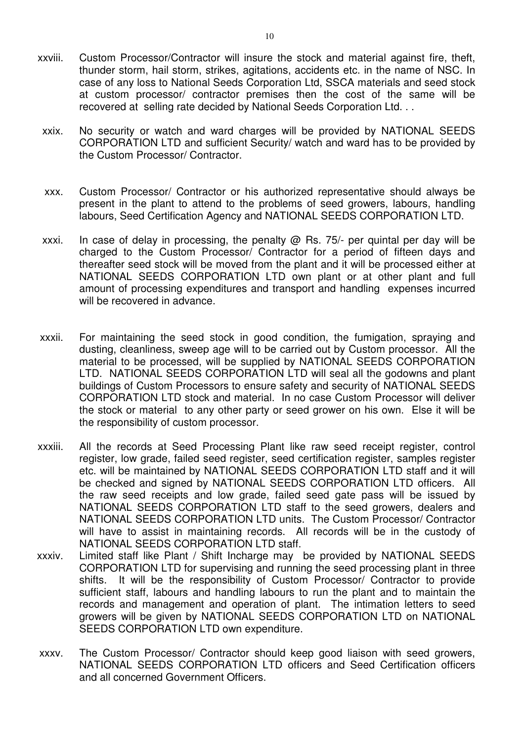xxviii. Custom Processor/Contractor will insure the stock and material against fire, theft, thunder storm, hail storm, strikes, agitations, accidents etc. in the name of NSC. In case of any loss to National Seeds Corporation Ltd, SSCA materials and seed stock at custom processor/ contractor premises then the cost of the same will be recovered at selling rate decided by National Seeds Corporation Ltd. . .

xxix. No security or watch and ward charges will be provided by NATIONAL SEEDS CORPORATION LTD and sufficient Security/ watch and ward has to be provided by the Custom Processor/ Contractor.

xxx. Custom Processor/ Contractor or his authorized representative should always be present in the plant to attend to the problems of seed growers, labours, handling labours, Seed Certification Agency and NATIONAL SEEDS CORPORATION LTD.

xxxi. In case of delay in processing, the penalty @ Rs. 75/- per quintal per day will be charged to the Custom Processor/ Contractor for a period of fifteen days and thereafter seed stock will be moved from the plant and it will be processed either at NATIONAL SEEDS CORPORATION LTD own plant or at other plant and full amount of processing expenditures and transport and handling expenses incurred will be recovered in advance.

xxxii. For maintaining the seed stock in good condition, the fumigation, spraying and dusting, cleanliness, sweep age will to be carried out by Custom processor. All the material to be processed, will be supplied by NATIONAL SEEDS CORPORATION LTD. NATIONAL SEEDS CORPORATION LTD will seal all the godowns and plant buildings of Custom Processors to ensure safety and security of NATIONAL SEEDS CORPORATION LTD stock and material. In no case Custom Processor will deliver the stock or material to any other party or seed grower on his own. Else it will be the responsibility of custom processor.

xxxiii. All the records at Seed Processing Plant like raw seed receipt register, control register, low grade, failed seed register, seed certification register, samples register etc. will be maintained by NATIONAL SEEDS CORPORATION LTD staff and it will be checked and signed by NATIONAL SEEDS CORPORATION LTD officers. All the raw seed receipts and low grade, failed seed gate pass will be issued by NATIONAL SEEDS CORPORATION LTD staff to the seed growers, dealers and NATIONAL SEEDS CORPORATION LTD units. The Custom Processor/ Contractor will have to assist in maintaining records. All records will be in the custody of NATIONAL SEEDS CORPORATION LTD staff.

xxxiv. Limited staff like Plant / Shift Incharge may be provided by NATIONAL SEEDS CORPORATION LTD for supervising and running the seed processing plant in three shifts. It will be the responsibility of Custom Processor/ Contractor to provide sufficient staff, labours and handling labours to run the plant and to maintain the records and management and operation of plant. The intimation letters to seed growers will be given by NATIONAL SEEDS CORPORATION LTD on NATIONAL SEEDS CORPORATION LTD own expenditure.

xxxv. The Custom Processor/ Contractor should keep good liaison with seed growers, NATIONAL SEEDS CORPORATION LTD officers and Seed Certification officers and all concerned Government Officers.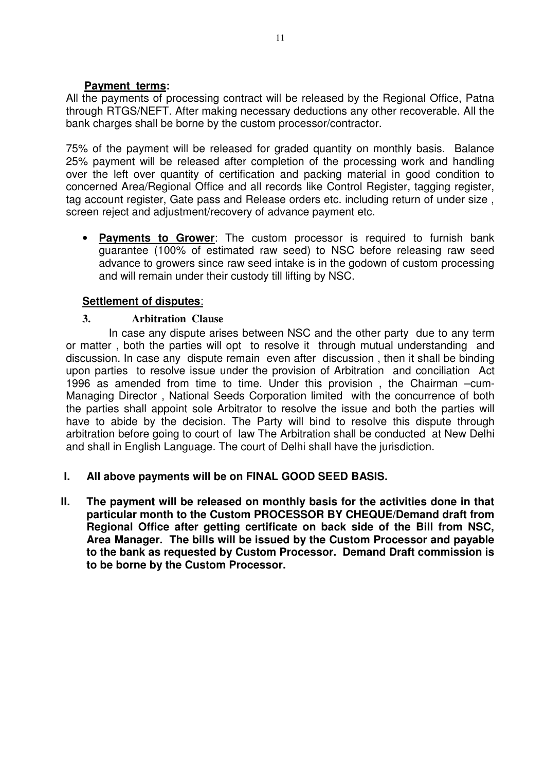**<u>Payment terms</u>:**

All the payments of processing contract will be released by the Regional Office, Patna through RTGS/NEFT. After making necessary deductions any other recoverable. All the bank charges shall be borne by the custom processor/contractor.

75% of the payment will be released for graded quantity on monthly basis. Balance 25% payment will be released after completion of the processing work and handling over the left over quantity of certification and packing material in good condition to concerned Area/Regional Office and all records like Control Register, tagging register, tag account register, Gate pass and Release orders etc. including return of under size , screen reject and adjustment/recovery of advance payment etc.

- **<u>Payments to Grower</u>**: The custom processor is required to furnish bank guarantee (100% of estimated raw seed) to NSC before releasing raw seed advance to growers since raw seed intake is in the godown of custom processing and will remain under their custody till lifting by NSC.

**<u>Settlement of disputes</u>**:

**3. Arbitration Clause**

In case any dispute arises between NSC and the other party due to any term or matter , both the parties will opt to resolve it through mutual understanding and discussion. In case any dispute remain even after discussion , then it shall be binding upon parties to resolve issue under the provision of Arbitration and conciliation Act 1996 as amended from time to time. Under this provision , the Chairman –cum-Managing Director , National Seeds Corporation limited with the concurrence of both the parties shall appoint sole Arbitrator to resolve the issue and both the parties will have to abide by the decision. The Party will bind to resolve this dispute through arbitration before going to court of law The Arbitration shall be conducted at New Delhi and shall in English Language. The court of Delhi shall have the jurisdiction.

I. **All above payments will be on FINAL GOOD SEED BASIS.**

II. **The payment will be released on monthly basis for the activities done in that particular month to the Custom PROCESSOR BY CHEQUE/Demand draft from Regional Office after getting certificate on back side of the Bill from NSC, Area Manager. The bills will be issued by the Custom Processor and payable to the bank as requested by Custom Processor. Demand Draft commission is to be borne by the Custom Processor.**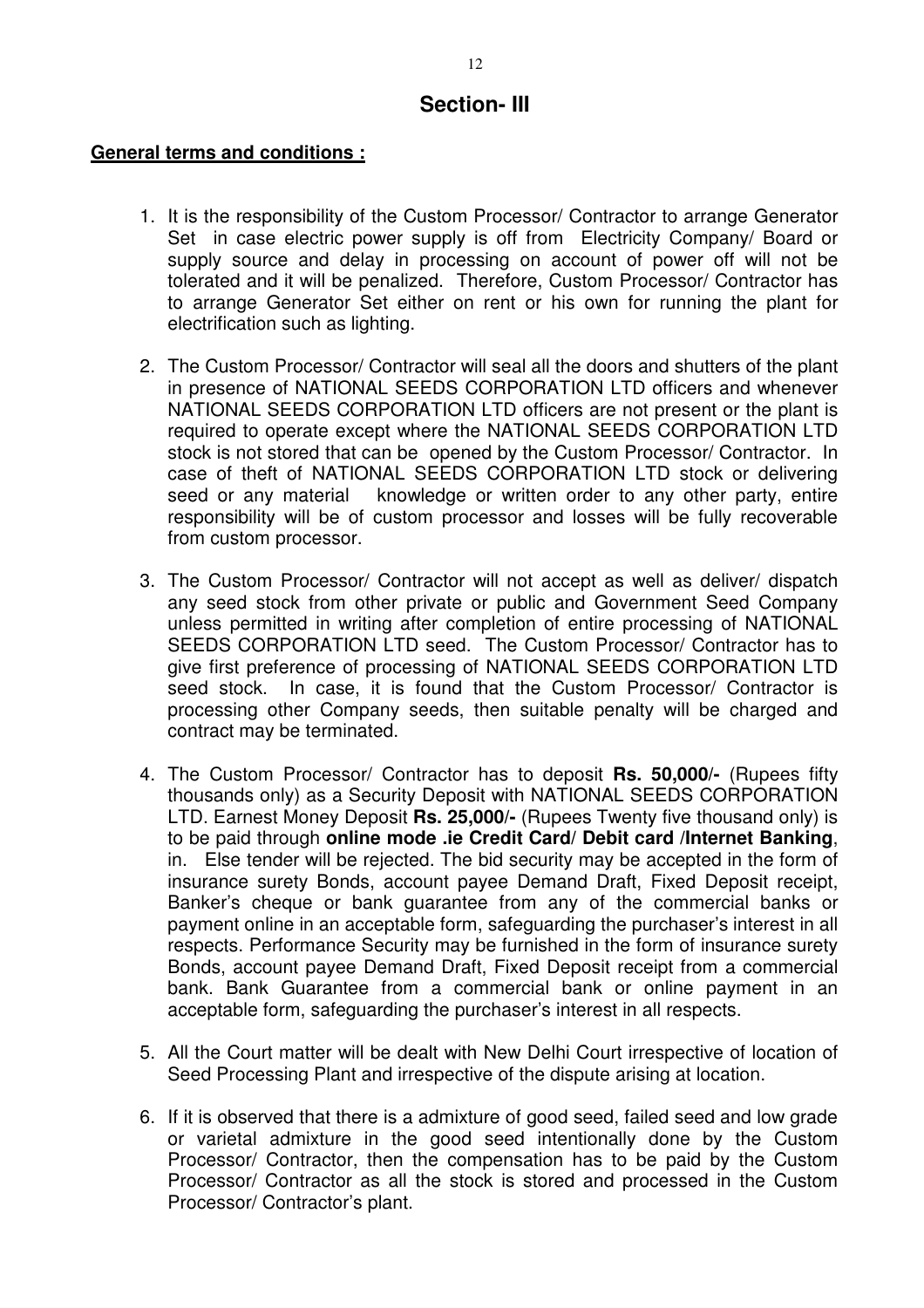## Section- III

**General terms and conditions :**

1. It is the responsibility of the Custom Processor/ Contractor to arrange Generator Set in case electric power supply is off from Electricity Company/ Board or supply source and delay in processing on account of power off will not be tolerated and it will be penalized. Therefore, Custom Processor/ Contractor has to arrange Generator Set either on rent or his own for running the plant for electrification such as lighting.

2. The Custom Processor/ Contractor will seal all the doors and shutters of the plant in presence of NATIONAL SEEDS CORPORATION LTD officers and whenever NATIONAL SEEDS CORPORATION LTD officers are not present or the plant is required to operate except where the NATIONAL SEEDS CORPORATION LTD stock is not stored that can be opened by the Custom Processor/ Contractor. In case of theft of NATIONAL SEEDS CORPORATION LTD stock or delivering seed or any material knowledge or written order to any other party, entire responsibility will be of custom processor and losses will be fully recoverable from custom processor.

3. The Custom Processor/ Contractor will not accept as well as deliver/ dispatch any seed stock from other private or public and Government Seed Company unless permitted in writing after completion of entire processing of NATIONAL SEEDS CORPORATION LTD seed. The Custom Processor/ Contractor has to give first preference of processing of NATIONAL SEEDS CORPORATION LTD seed stock. In case, it is found that the Custom Processor/ Contractor is processing other Company seeds, then suitable penalty will be charged and contract may be terminated.

4. The Custom Processor/ Contractor has to deposit **Rs. 50,000/-** (Rupees fifty thousands only) as a Security Deposit with NATIONAL SEEDS CORPORATION LTD. Earnest Money Deposit **Rs. 25,000/-** (Rupees Twenty five thousand only) is to be paid through **online mode .ie Credit Card/ Debit card /Internet Banking**, in. Else tender will be rejected. The bid security may be accepted in the form of insurance surety Bonds, account payee Demand Draft, Fixed Deposit receipt, Banker's cheque or bank guarantee from any of the commercial banks or payment online in an acceptable form, safeguarding the purchaser's interest in all respects. Performance Security may be furnished in the form of insurance surety Bonds, account payee Demand Draft, Fixed Deposit receipt from a commercial bank. Bank Guarantee from a commercial bank or online payment in an acceptable form, safeguarding the purchaser's interest in all respects.

5. All the Court matter will be dealt with New Delhi Court irrespective of location of Seed Processing Plant and irrespective of the dispute arising at location.

6. If it is observed that there is a admixture of good seed, failed seed and low grade or varietal admixture in the good seed intentionally done by the Custom Processor/ Contractor, then the compensation has to be paid by the Custom Processor/ Contractor as all the stock is stored and processed in the Custom Processor/ Contractor's plant.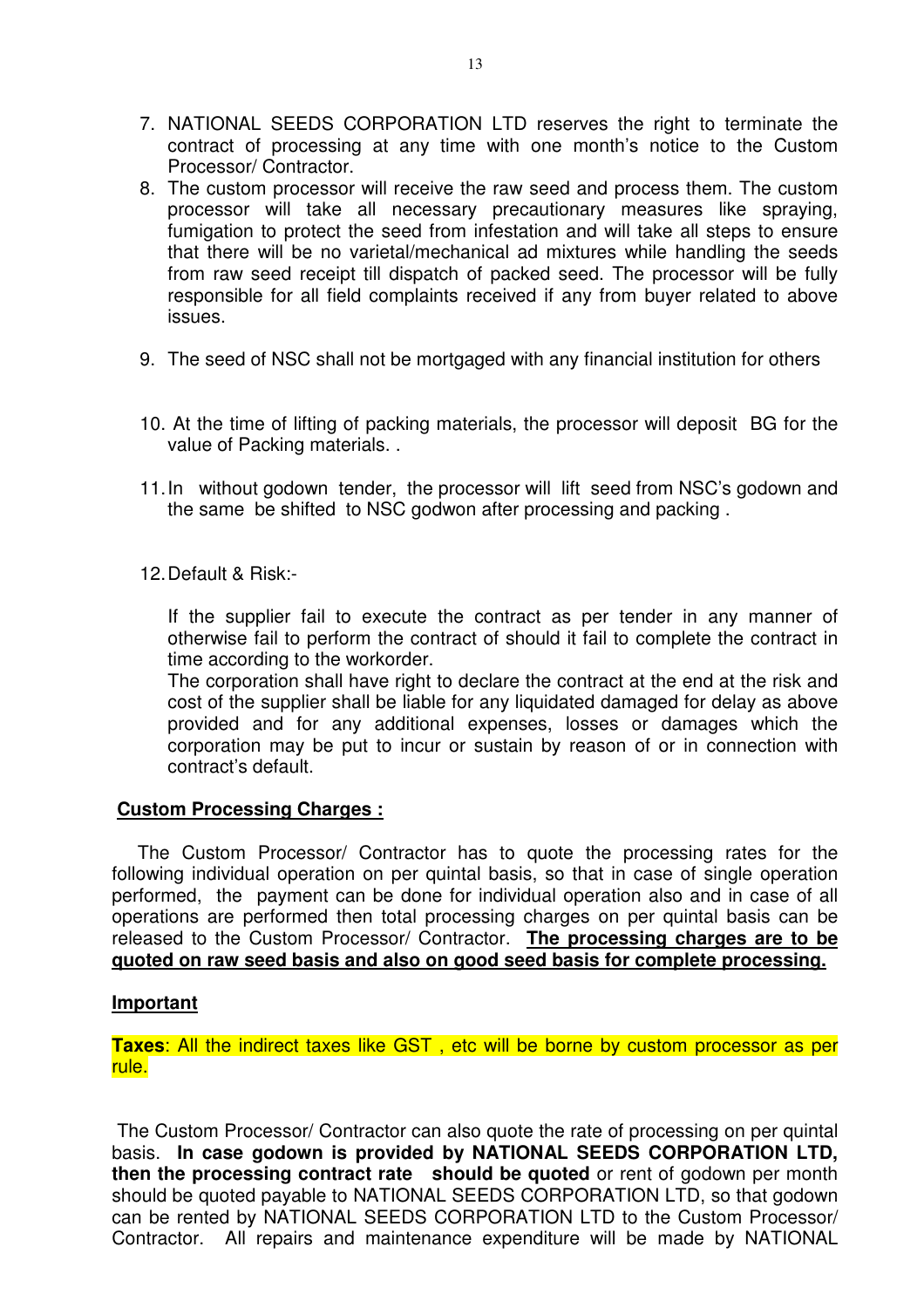7. NATIONAL SEEDS CORPORATION LTD reserves the right to terminate the contract of processing at any time with one month's notice to the Custom Processor/ Contractor.
8. The custom processor will receive the raw seed and process them. The custom processor will take all necessary precautionary measures like spraying, fumigation to protect the seed from infestation and will take all steps to ensure that there will be no varietal/mechanical ad mixtures while handling the seeds from raw seed receipt till dispatch of packed seed. The processor will be fully responsible for all field complaints received if any from buyer related to above issues.
9. The seed of NSC shall not be mortgaged with any financial institution for others
10. At the time of lifting of packing materials, the processor will deposit BG for the value of Packing materials. .
11. In without godown tender, the processor will lift seed from NSC's godown and the same be shifted to NSC godwon after processing and packing .
12. Default & Risk:-

    If the supplier fail to execute the contract as per tender in any manner of otherwise fail to perform the contract of should it fail to complete the contract in time according to the workorder.

    The corporation shall have right to declare the contract at the end at the risk and cost of the supplier shall be liable for any liquidated damaged for delay as above provided and for any additional expenses, losses or damages which the corporation may be put to incur or sustain by reason of or in connection with contract's default.

**Custom Processing Charges :**

The Custom Processor/ Contractor has to quote the processing rates for the following individual operation on per quintal basis, so that in case of single operation performed, the payment can be done for individual operation also and in case of all operations are performed then total processing charges on per quintal basis can be released to the Custom Processor/ Contractor. **The processing charges are to be quoted on raw seed basis and also on good seed basis for complete processing.**

**Important**

**Taxes**: All the indirect taxes like GST , etc will be borne by custom processor as per rule.

The Custom Processor/ Contractor can also quote the rate of processing on per quintal basis. **In case godown is provided by NATIONAL SEEDS CORPORATION LTD, then the processing contract rate should be quoted** or rent of godown per month should be quoted payable to NATIONAL SEEDS CORPORATION LTD, so that godown can be rented by NATIONAL SEEDS CORPORATION LTD to the Custom Processor/ Contractor. All repairs and maintenance expenditure will be made by NATIONAL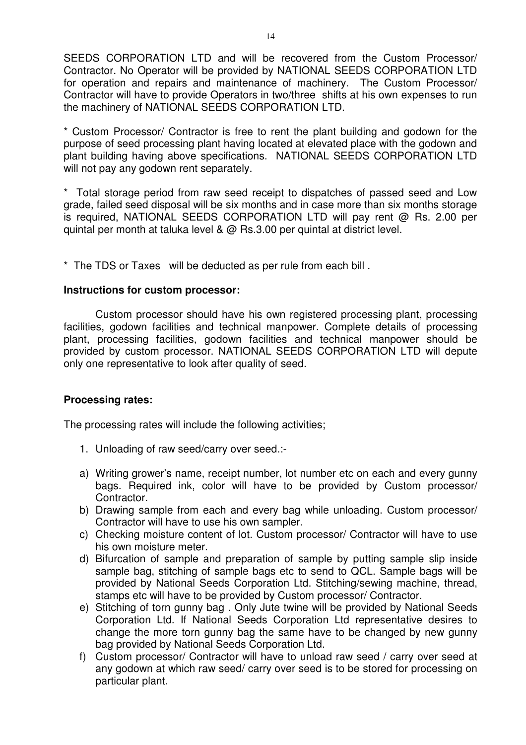SEEDS CORPORATION LTD and will be recovered from the Custom Processor/ Contractor. No Operator will be provided by NATIONAL SEEDS CORPORATION LTD for operation and repairs and maintenance of machinery. The Custom Processor/ Contractor will have to provide Operators in two/three shifts at his own expenses to run the machinery of NATIONAL SEEDS CORPORATION LTD.

* Custom Processor/ Contractor is free to rent the plant building and godown for the purpose of seed processing plant having located at elevated place with the godown and plant building having above specifications. NATIONAL SEEDS CORPORATION LTD will not pay any godown rent separately.

* Total storage period from raw seed receipt to dispatches of passed seed and Low grade, failed seed disposal will be six months and in case more than six months storage is required, NATIONAL SEEDS CORPORATION LTD will pay rent @ Rs. 2.00 per quintal per month at taluka level & @ Rs.3.00 per quintal at district level.

* The TDS or Taxes will be deducted as per rule from each bill .

**Instructions for custom processor:**

Custom processor should have his own registered processing plant, processing facilities, godown facilities and technical manpower. Complete details of processing plant, processing facilities, godown facilities and technical manpower should be provided by custom processor. NATIONAL SEEDS CORPORATION LTD will depute only one representative to look after quality of seed.

**Processing rates:**

The processing rates will include the following activities;

1. Unloading of raw seed/carry over seed.:-

a) Writing grower's name, receipt number, lot number etc on each and every gunny bags. Required ink, color will have to be provided by Custom processor/ Contractor.
b) Drawing sample from each and every bag while unloading. Custom processor/ Contractor will have to use his own sampler.
c) Checking moisture content of lot. Custom processor/ Contractor will have to use his own moisture meter.
d) Bifurcation of sample and preparation of sample by putting sample slip inside sample bag, stitching of sample bags etc to send to QCL. Sample bags will be provided by National Seeds Corporation Ltd. Stitching/sewing machine, thread, stamps etc will have to be provided by Custom processor/ Contractor.
e) Stitching of torn gunny bag . Only Jute twine will be provided by National Seeds Corporation Ltd. If National Seeds Corporation Ltd representative desires to change the more torn gunny bag the same have to be changed by new gunny bag provided by National Seeds Corporation Ltd.
f) Custom processor/ Contractor will have to unload raw seed / carry over seed at any godown at which raw seed/ carry over seed is to be stored for processing on particular plant.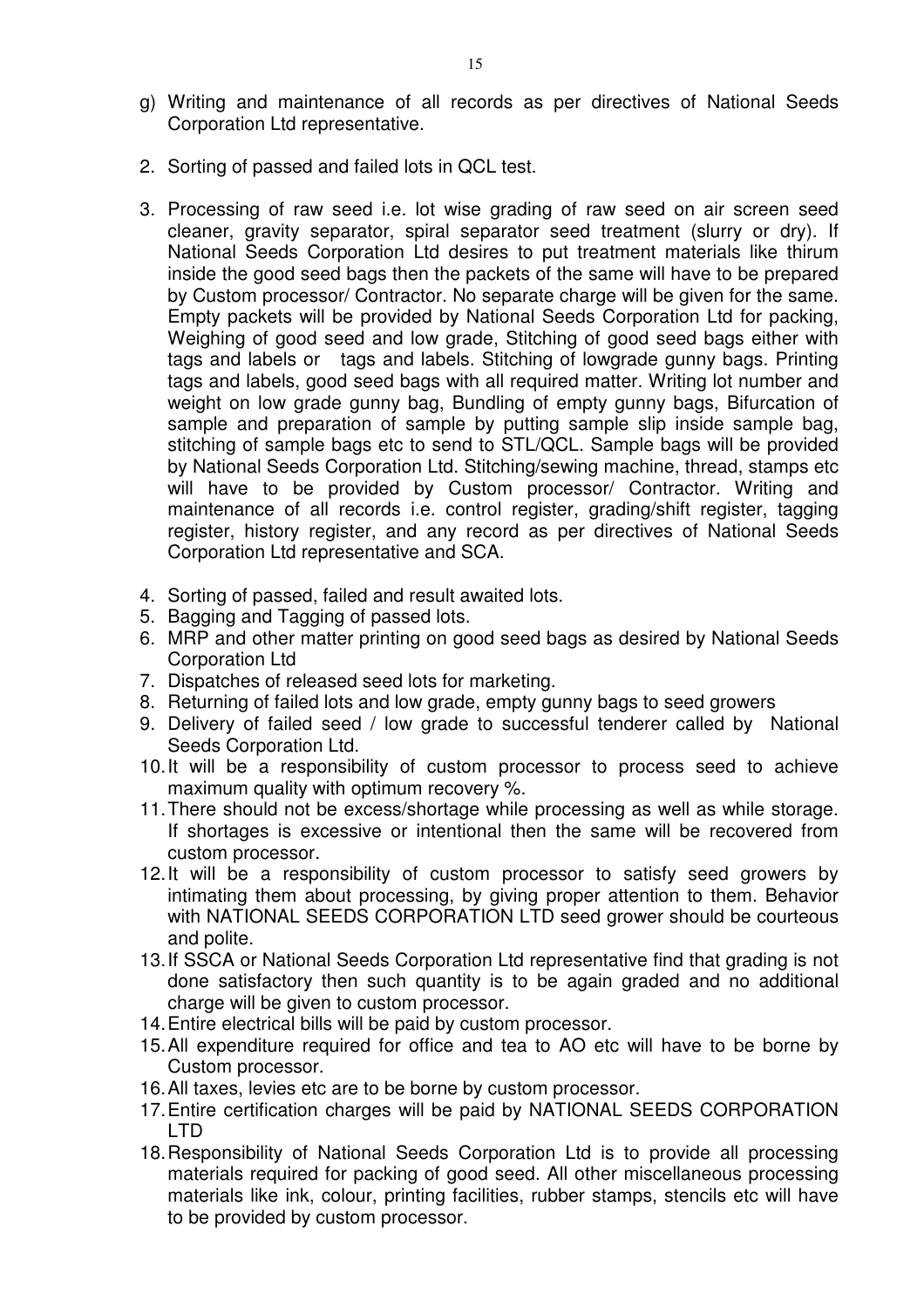g) Writing and maintenance of all records as per directives of National Seeds Corporation Ltd representative.

2. Sorting of passed and failed lots in QCL test.

3. Processing of raw seed i.e. lot wise grading of raw seed on air screen seed cleaner, gravity separator, spiral separator seed treatment (slurry or dry). If National Seeds Corporation Ltd desires to put treatment materials like thirum inside the good seed bags then the packets of the same will have to be prepared by Custom processor/ Contractor. No separate charge will be given for the same. Empty packets will be provided by National Seeds Corporation Ltd for packing, Weighing of good seed and low grade, Stitching of good seed bags either with tags and labels or  tags and labels. Stitching of lowgrade gunny bags. Printing tags and labels, good seed bags with all required matter. Writing lot number and weight on low grade gunny bag, Bundling of empty gunny bags, Bifurcation of sample and preparation of sample by putting sample slip inside sample bag, stitching of sample bags etc to send to STL/QCL. Sample bags will be provided by National Seeds Corporation Ltd. Stitching/sewing machine, thread, stamps etc will have to be provided by Custom processor/ Contractor. Writing and maintenance of all records i.e. control register, grading/shift register, tagging register, history register, and any record as per directives of National Seeds Corporation Ltd representative and SCA.

4. Sorting of passed, failed and result awaited lots.
5. Bagging and Tagging of passed lots.
6. MRP and other matter printing on good seed bags as desired by National Seeds Corporation Ltd
7. Dispatches of released seed lots for marketing.
8. Returning of failed lots and low grade, empty gunny bags to seed growers
9. Delivery of failed seed / low grade to successful tenderer called by National Seeds Corporation Ltd.
10. It will be a responsibility of custom processor to process seed to achieve maximum quality with optimum recovery %.
11. There should not be excess/shortage while processing as well as while storage. If shortages is excessive or intentional then the same will be recovered from custom processor.
12. It will be a responsibility of custom processor to satisfy seed growers by intimating them about processing, by giving proper attention to them. Behavior with NATIONAL SEEDS CORPORATION LTD seed grower should be courteous and polite.
13. If SSCA or National Seeds Corporation Ltd representative find that grading is not done satisfactory then such quantity is to be again graded and no additional charge will be given to custom processor.
14. Entire electrical bills will be paid by custom processor.
15. All expenditure required for office and tea to AO etc will have to be borne by Custom processor.
16. All taxes, levies etc are to be borne by custom processor.
17. Entire certification charges will be paid by NATIONAL SEEDS CORPORATION LTD
18. Responsibility of National Seeds Corporation Ltd is to provide all processing materials required for packing of good seed. All other miscellaneous processing materials like ink, colour, printing facilities, rubber stamps, stencils etc will have to be provided by custom processor.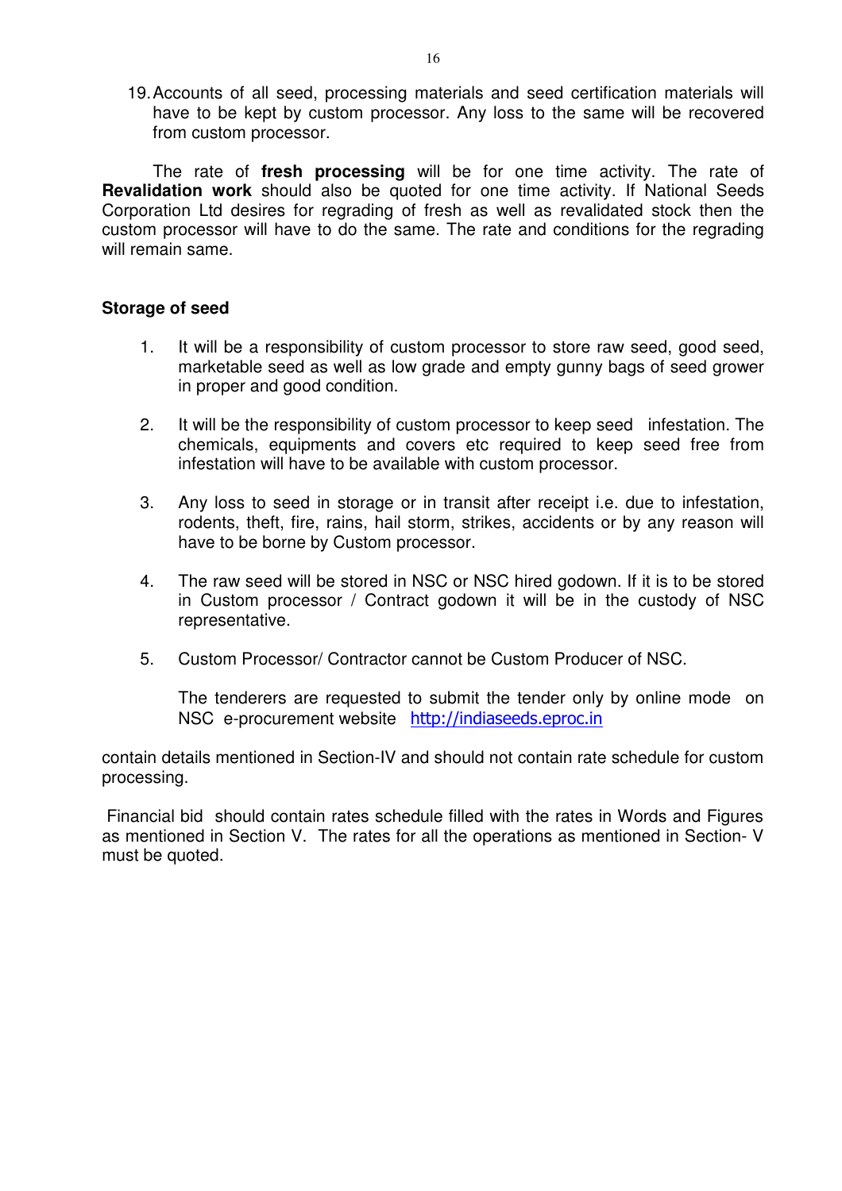19. Accounts of all seed, processing materials and seed certification materials will have to be kept by custom processor. Any loss to the same will be recovered from custom processor.

The rate of **fresh processing** will be for one time activity. The rate of **Revalidation work** should also be quoted for one time activity. If National Seeds Corporation Ltd desires for regrading of fresh as well as revalidated stock then the custom processor will have to do the same. The rate and conditions for the regrading will remain same.

**Storage of seed**

1. It will be a responsibility of custom processor to store raw seed, good seed, marketable seed as well as low grade and empty gunny bags of seed grower in proper and good condition.

2. It will be the responsibility of custom processor to keep seed infestation. The chemicals, equipments and covers etc required to keep seed free from infestation will have to be available with custom processor.

3. Any loss to seed in storage or in transit after receipt i.e. due to infestation, rodents, theft, fire, rains, hail storm, strikes, accidents or by any reason will have to be borne by Custom processor.

4. The raw seed will be stored in NSC or NSC hired godown. If it is to be stored in Custom processor / Contract godown it will be in the custody of NSC representative.

5. Custom Processor/ Contractor cannot be Custom Producer of NSC.

   The tenderers are requested to submit the tender only by online mode on NSC e-procurement website http://indiaseeds.eproc.in

contain details mentioned in Section-IV and should not contain rate schedule for custom processing.

Financial bid should contain rates schedule filled with the rates in Words and Figures as mentioned in Section V. The rates for all the operations as mentioned in Section- V must be quoted.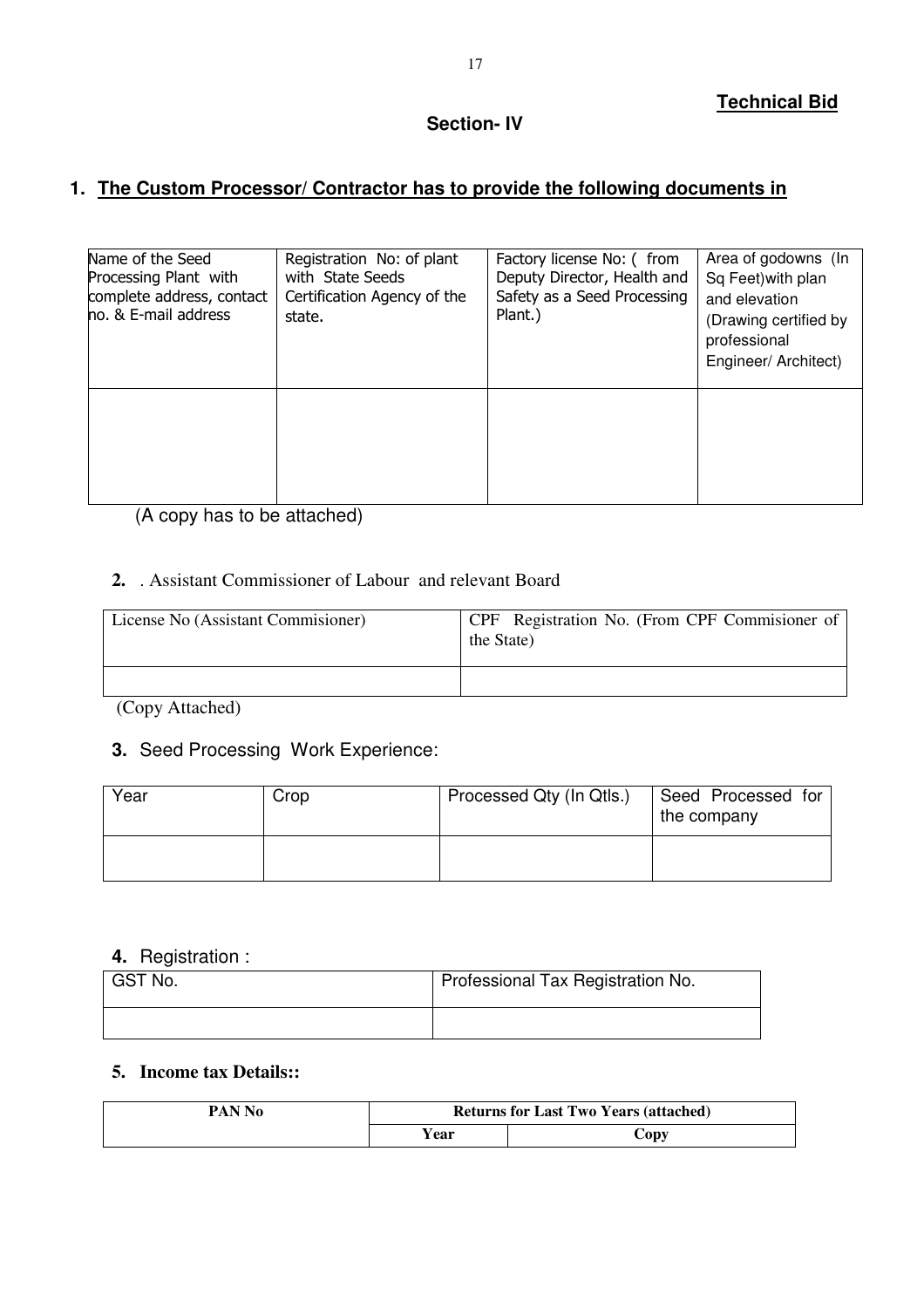**Technical Bid**

## Section- IV

### 1. The Custom Processor/ Contractor has to provide the following documents in

| Name of the Seed Processing Plant with complete address, contact no. & E-mail address | Registration No: of plant with State Seeds Certification Agency of the state. | Factory license No: ( from Deputy Director, Health and Safety as a Seed Processing Plant.) | Area of godowns (In Sq Feet)with plan and elevation (Drawing certified by professional Engineer/ Architect) |
|---|---|---|---|
| | | | |

(A copy has to be attached)

**2.** . Assistant Commissioner of Labour and relevant Board

| License No (Assistant Commisioner) | CPF Registration No. (From CPF Commisioner of the State) |
|---|---|
| | |

(Copy Attached)

**3.** Seed Processing Work Experience:

| Year | Crop | Processed Qty (In Qtls.) | Seed Processed for the company |
|---|---|---|---|
| | | | |

**4.** Registration :

| GST No. | Professional Tax Registration No. |
|---|---|
| | |

**5. Income tax Details::**

| PAN No | Returns for Last Two Years (attached) | |
|---|---|---|
| | Year | Copy |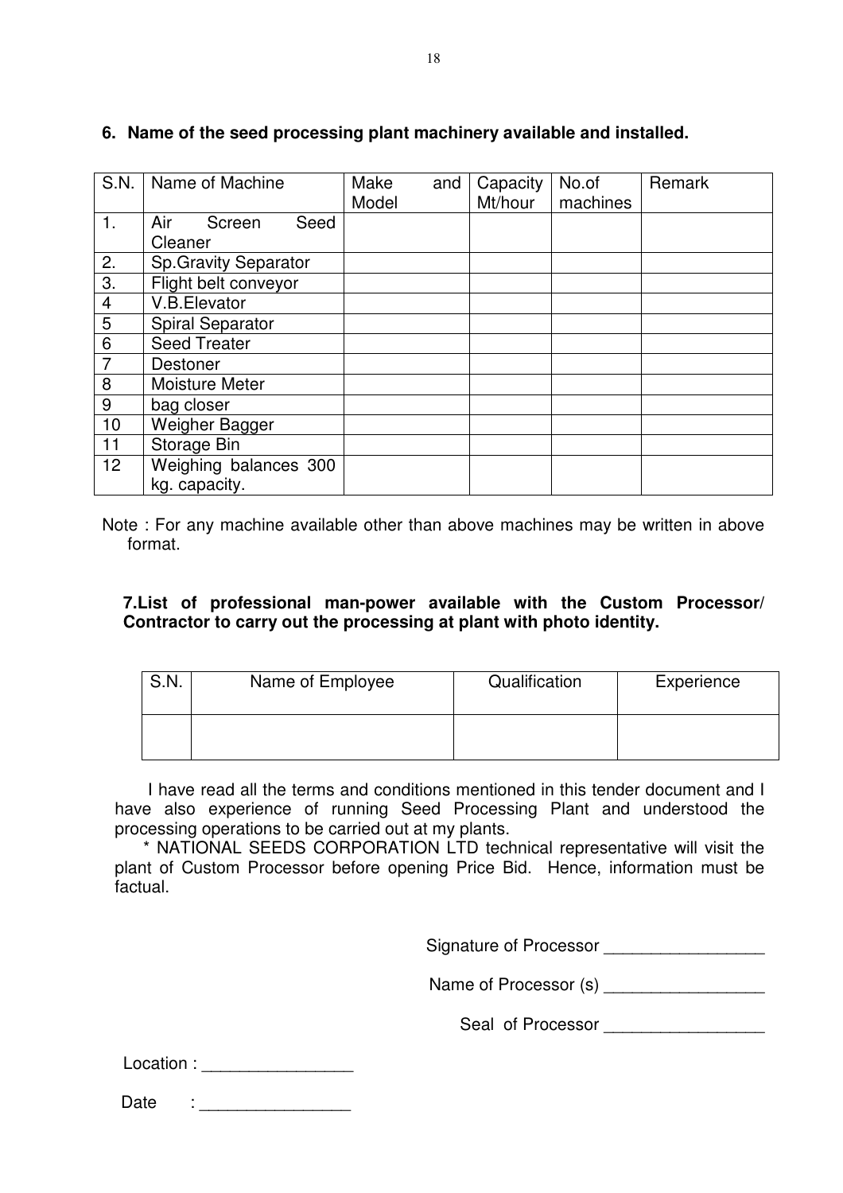**6. Name of the seed processing plant machinery available and installed.**

| S.N. | Name of Machine | Make and Model | Capacity Mt/hour | No.of machines | Remark |
|---|---|---|---|---|---|
| 1. | Air Screen Seed Cleaner | | | | |
| 2. | Sp.Gravity Separator | | | | |
| 3. | Flight belt conveyor | | | | |
| 4 | V.B.Elevator | | | | |
| 5 | Spiral Separator | | | | |
| 6 | Seed Treater | | | | |
| 7 | Destoner | | | | |
| 8 | Moisture Meter | | | | |
| 9 | bag closer | | | | |
| 10 | Weigher Bagger | | | | |
| 11 | Storage Bin | | | | |
| 12 | Weighing balances 300 kg. capacity. | | | | |

Note : For any machine available other than above machines may be written in above format.

**7.List of professional man-power available with the Custom Processor/ Contractor to carry out the processing at plant with photo identity.**

| S.N. | Name of Employee | Qualification | Experience |
|---|---|---|---|
| | | | |

I have read all the terms and conditions mentioned in this tender document and I have also experience of running Seed Processing Plant and understood the processing operations to be carried out at my plants.

* NATIONAL SEEDS CORPORATION LTD technical representative will visit the plant of Custom Processor before opening Price Bid. Hence, information must be factual.

Signature of Processor ________________

Name of Processor (s) ________________

Seal of Processor ________________

Location : ________________

Date : ________________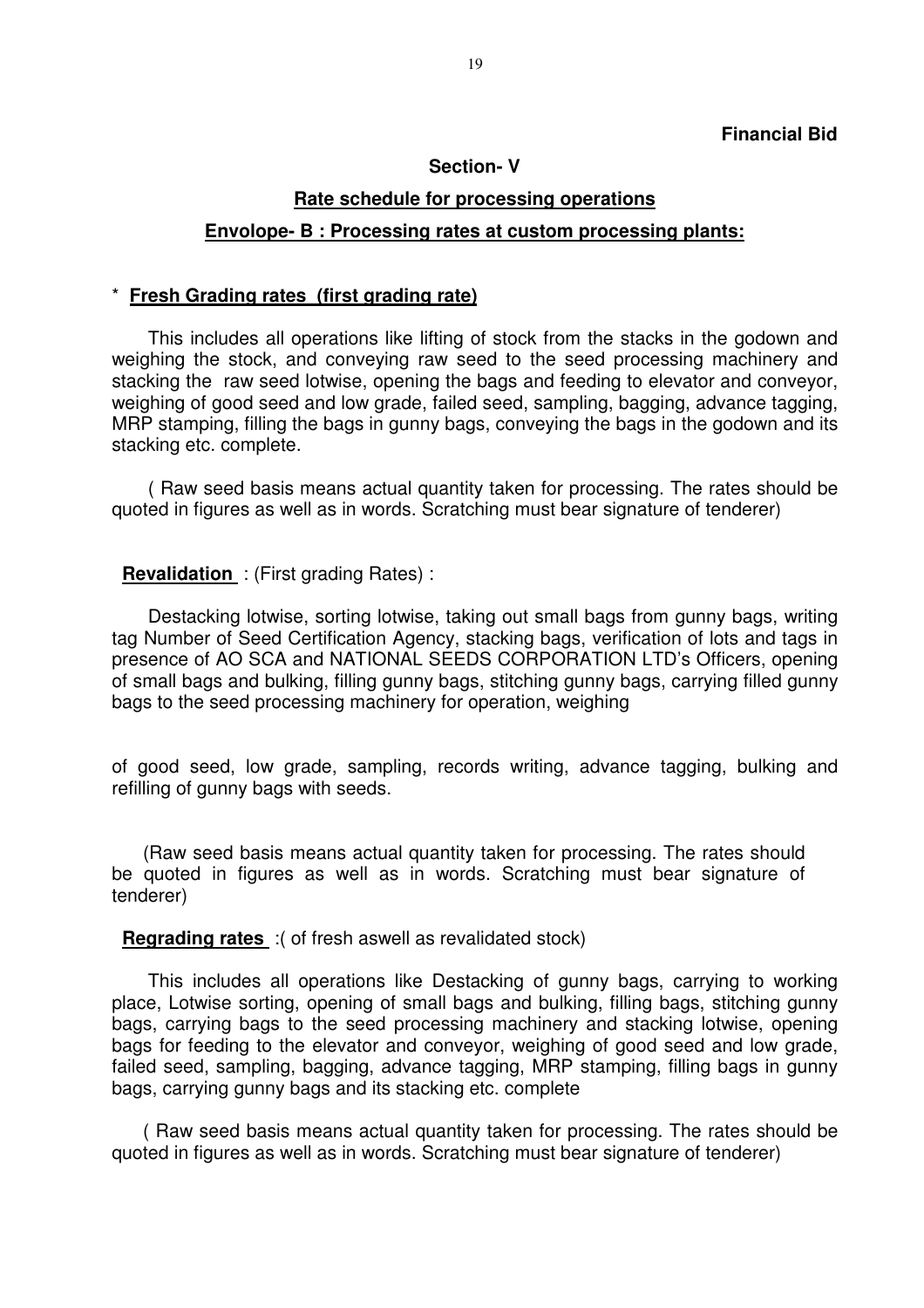**Financial Bid**

## Section- V

## Rate schedule for processing operations

## Envelope- B : Processing rates at custom processing plants:

* **Fresh Grading rates (first grading rate)**

This includes all operations like lifting of stock from the stacks in the godown and weighing the stock, and conveying raw seed to the seed processing machinery and stacking the raw seed lotwise, opening the bags and feeding to elevator and conveyor, weighing of good seed and low grade, failed seed, sampling, bagging, advance tagging, MRP stamping, filling the bags in gunny bags, conveying the bags in the godown and its stacking etc. complete.

( Raw seed basis means actual quantity taken for processing. The rates should be quoted in figures as well as in words. Scratching must bear signature of tenderer)

**Revalidation** : (First grading Rates) :

Destacking lotwise, sorting lotwise, taking out small bags from gunny bags, writing tag Number of Seed Certification Agency, stacking bags, verification of lots and tags in presence of AO SCA and NATIONAL SEEDS CORPORATION LTD's Officers, opening of small bags and bulking, filling gunny bags, stitching gunny bags, carrying filled gunny bags to the seed processing machinery for operation, weighing of good seed, low grade, sampling, records writing, advance tagging, bulking and refilling of gunny bags with seeds.

(Raw seed basis means actual quantity taken for processing. The rates should be quoted in figures as well as in words. Scratching must bear signature of tenderer)

**Regrading rates** :( of fresh aswell as revalidated stock)

This includes all operations like Destacking of gunny bags, carrying to working place, Lotwise sorting, opening of small bags and bulking, filling bags, stitching gunny bags, carrying bags to the seed processing machinery and stacking lotwise, opening bags for feeding to the elevator and conveyor, weighing of good seed and low grade, failed seed, sampling, bagging, advance tagging, MRP stamping, filling bags in gunny bags, carrying gunny bags and its stacking etc. complete

( Raw seed basis means actual quantity taken for processing. The rates should be quoted in figures as well as in words. Scratching must bear signature of tenderer)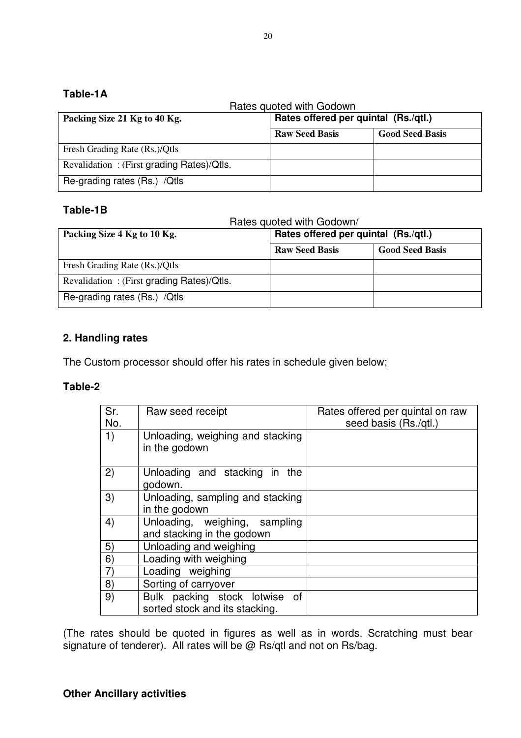**Table-1A**

Rates quoted with Godown

| Packing Size 21 Kg to 40 Kg. | Rates offered per quintal (Rs./qtl.) | |
|---|---|---|
| | **Raw Seed Basis** | **Good Seed Basis** |
| Fresh Grading Rate (Rs.)/Qtls | | |
| Revalidation : (First grading Rates)/Qtls. | | |
| Re-grading rates (Rs.) /Qtls | | |

**Table-1B**

Rates quoted with Godown/

| Packing Size 4 Kg to 10 Kg. | Rates offered per quintal (Rs./qtl.) | |
|---|---|---|
| | **Raw Seed Basis** | **Good Seed Basis** |
| Fresh Grading Rate (Rs.)/Qtls | | |
| Revalidation : (First grading Rates)/Qtls. | | |
| Re-grading rates (Rs.) /Qtls | | |

## 2. Handling rates

The Custom processor should offer his rates in schedule given below;

**Table-2**

| Sr. No. | Raw seed receipt | Rates offered per quintal on raw seed basis (Rs./qtl.) |
|---|---|---|
| 1) | Unloading, weighing and stacking in the godown | |
| 2) | Unloading and stacking in the godown. | |
| 3) | Unloading, sampling and stacking in the godown | |
| 4) | Unloading, weighing, sampling and stacking in the godown | |
| 5) | Unloading and weighing | |
| 6) | Loading with weighing | |
| 7) | Loading weighing | |
| 8) | Sorting of carryover | |
| 9) | Bulk packing stock lotwise of sorted stock and its stacking. | |

(The rates should be quoted in figures as well as in words. Scratching must bear signature of tenderer). All rates will be @ Rs/qtl and not on Rs/bag.

**Other Ancillary activities**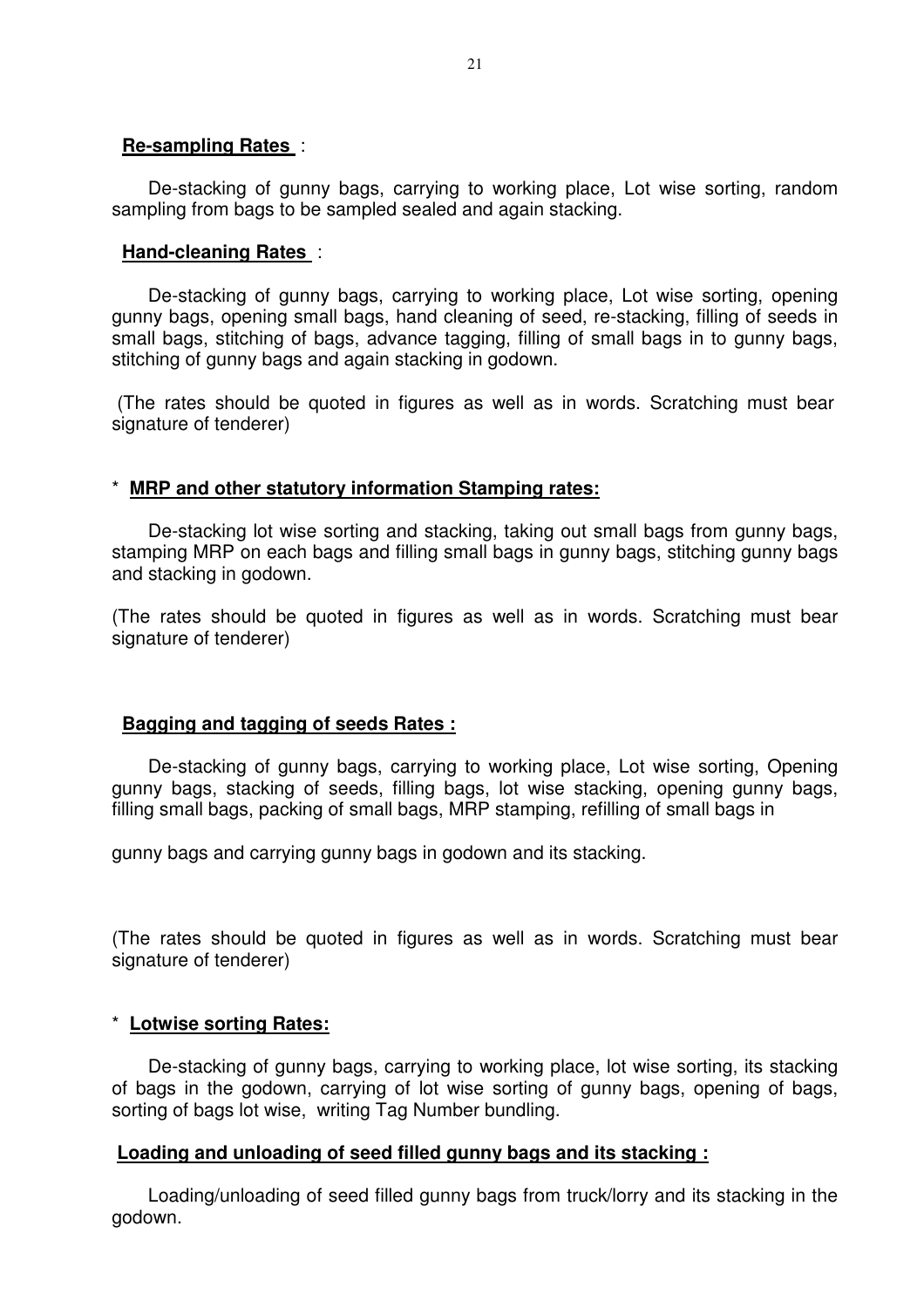**Re-sampling Rates** :

De-stacking of gunny bags, carrying to working place, Lot wise sorting, random sampling from bags to be sampled sealed and again stacking.

**Hand-cleaning Rates** :

De-stacking of gunny bags, carrying to working place, Lot wise sorting, opening gunny bags, opening small bags, hand cleaning of seed, re-stacking, filling of seeds in small bags, stitching of bags, advance tagging, filling of small bags in to gunny bags, stitching of gunny bags and again stacking in godown.

(The rates should be quoted in figures as well as in words. Scratching must bear signature of tenderer)

\* **MRP and other statutory information Stamping rates:**

De-stacking lot wise sorting and stacking, taking out small bags from gunny bags, stamping MRP on each bags and filling small bags in gunny bags, stitching gunny bags and stacking in godown.

(The rates should be quoted in figures as well as in words. Scratching must bear signature of tenderer)

**Bagging and tagging of seeds Rates :**

De-stacking of gunny bags, carrying to working place, Lot wise sorting, Opening gunny bags, stacking of seeds, filling bags, lot wise stacking, opening gunny bags, filling small bags, packing of small bags, MRP stamping, refilling of small bags in

gunny bags and carrying gunny bags in godown and its stacking.

(The rates should be quoted in figures as well as in words. Scratching must bear signature of tenderer)

\* **Lotwise sorting Rates:**

De-stacking of gunny bags, carrying to working place, lot wise sorting, its stacking of bags in the godown, carrying of lot wise sorting of gunny bags, opening of bags, sorting of bags lot wise, writing Tag Number bundling.

**Loading and unloading of seed filled gunny bags and its stacking :**

Loading/unloading of seed filled gunny bags from truck/lorry and its stacking in the godown.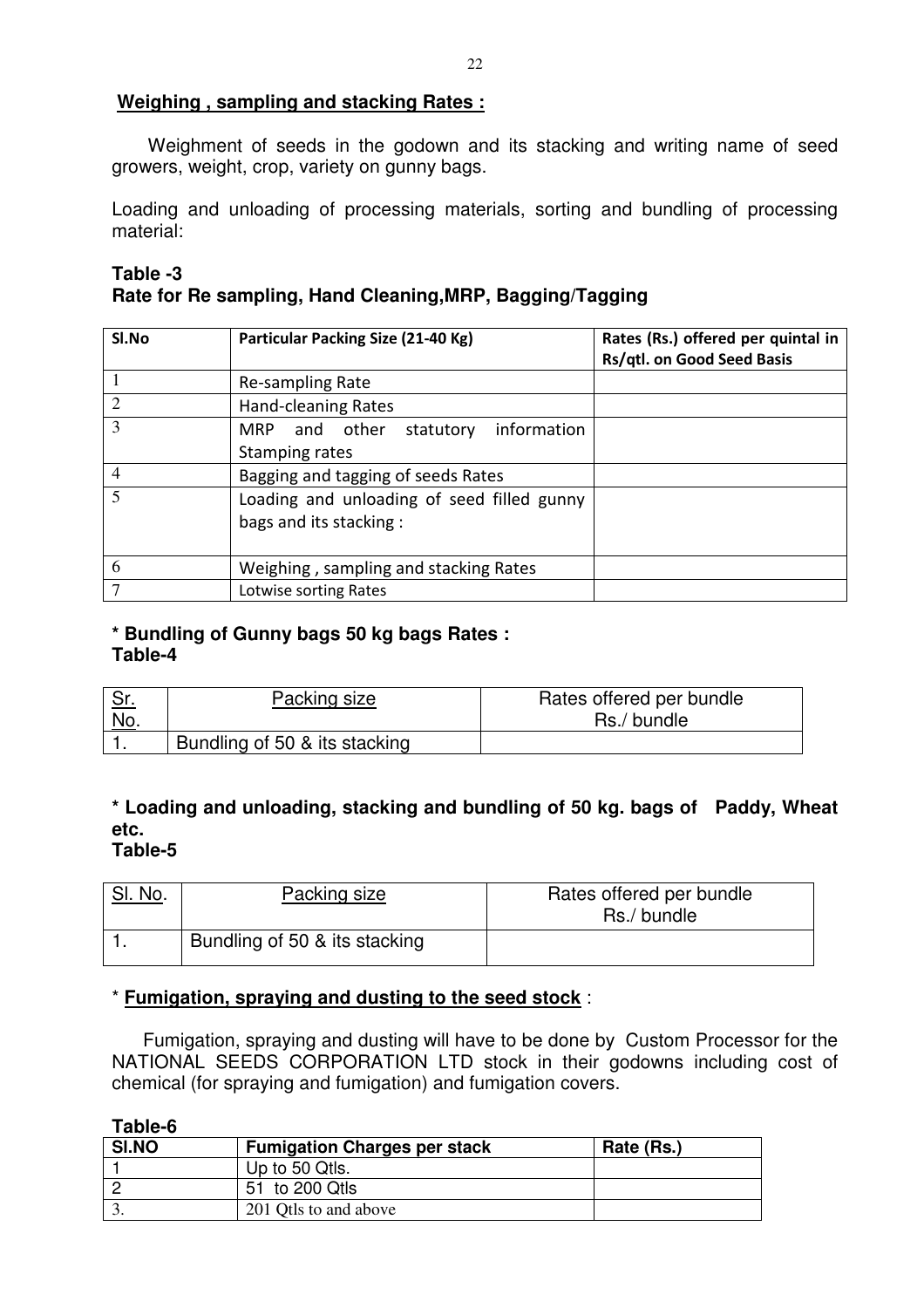**Weighing , sampling and stacking Rates :**

Weighment of seeds in the godown and its stacking and writing name of seed growers, weight, crop, variety on gunny bags.

Loading and unloading of processing materials, sorting and bundling of processing material:

**Table -3**
**Rate for Re sampling, Hand Cleaning,MRP, Bagging/Tagging**

| Sl.No | Particular Packing Size (21-40 Kg) | Rates (Rs.) offered per quintal in Rs/qtl. on Good Seed Basis |
|---|---|---|
| 1 | Re-sampling Rate | |
| 2 | Hand-cleaning Rates | |
| 3 | MRP and other statutory information Stamping rates | |
| 4 | Bagging and tagging of seeds Rates | |
| 5 | Loading and unloading of seed filled gunny bags and its stacking : | |
| 6 | Weighing , sampling and stacking Rates | |
| 7 | Lotwise sorting Rates | |

**\* Bundling of Gunny bags 50 kg bags Rates :**
**Table-4**

| Sr. No. | Packing size | Rates offered per bundle Rs./ bundle |
|---|---|---|
| 1. | Bundling of 50 & its stacking | |

**\* Loading and unloading, stacking and bundling of 50 kg. bags of Paddy, Wheat etc.**
**Table-5**

| Sl. No. | Packing size | Rates offered per bundle Rs./ bundle |
|---|---|---|
| 1. | Bundling of 50 & its stacking | |

\* **Fumigation, spraying and dusting to the seed stock** :

Fumigation, spraying and dusting will have to be done by Custom Processor for the NATIONAL SEEDS CORPORATION LTD stock in their godowns including cost of chemical (for spraying and fumigation) and fumigation covers.

**Table-6**

| SI.NO | Fumigation Charges per stack | Rate (Rs.) |
|---|---|---|
| 1 | Up to 50 Qtls. | |
| 2 | 51 to 200 Qtls | |
| 3. | 201 Qtls to and above | |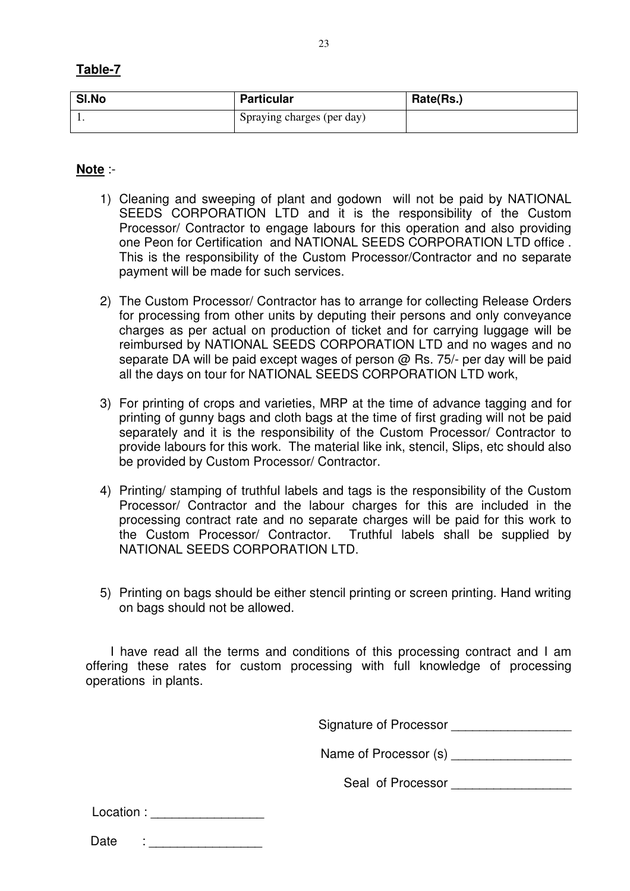**Table-7**

| Sl.No | Particular | Rate(Rs.) |
|---|---|---|
| 1. | Spraying charges (per day) | |

**Note** :-

1) Cleaning and sweeping of plant and godown will not be paid by NATIONAL SEEDS CORPORATION LTD and it is the responsibility of the Custom Processor/ Contractor to engage labours for this operation and also providing one Peon for Certification and NATIONAL SEEDS CORPORATION LTD office . This is the responsibility of the Custom Processor/Contractor and no separate payment will be made for such services.

2) The Custom Processor/ Contractor has to arrange for collecting Release Orders for processing from other units by deputing their persons and only conveyance charges as per actual on production of ticket and for carrying luggage will be reimbursed by NATIONAL SEEDS CORPORATION LTD and no wages and no separate DA will be paid except wages of person @ Rs. 75/- per day will be paid all the days on tour for NATIONAL SEEDS CORPORATION LTD work,

3) For printing of crops and varieties, MRP at the time of advance tagging and for printing of gunny bags and cloth bags at the time of first grading will not be paid separately and it is the responsibility of the Custom Processor/ Contractor to provide labours for this work. The material like ink, stencil, Slips, etc should also be provided by Custom Processor/ Contractor.

4) Printing/ stamping of truthful labels and tags is the responsibility of the Custom Processor/ Contractor and the labour charges for this are included in the processing contract rate and no separate charges will be paid for this work to the Custom Processor/ Contractor. Truthful labels shall be supplied by NATIONAL SEEDS CORPORATION LTD.

5) Printing on bags should be either stencil printing or screen printing. Hand writing on bags should not be allowed.

I have read all the terms and conditions of this processing contract and I am offering these rates for custom processing with full knowledge of processing operations in plants.

Signature of Processor _________________

Name of Processor (s) _________________

Seal of Processor _________________

Location : ________________

Date : ________________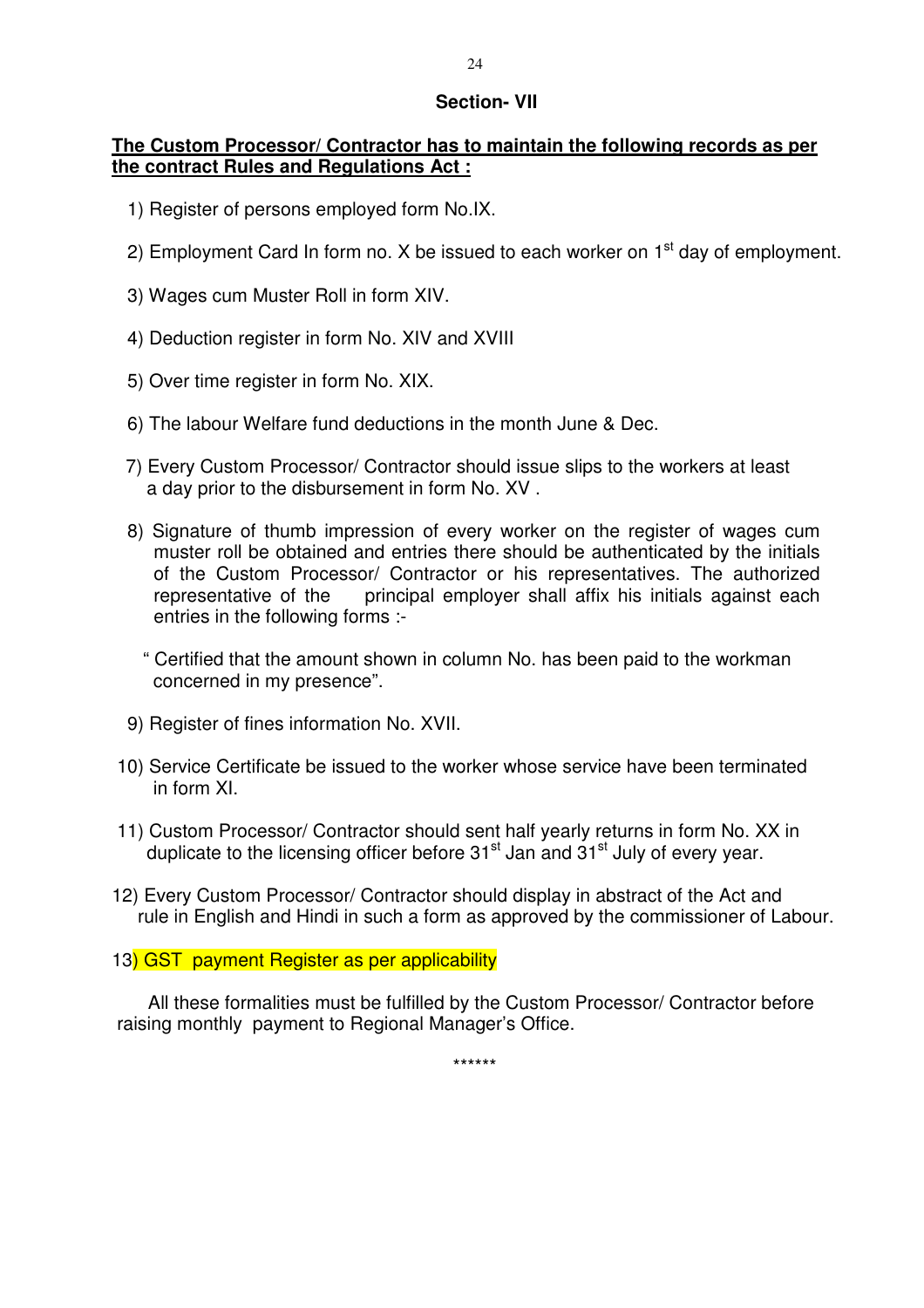## Section- VII

**The Custom Processor/ Contractor has to maintain the following records as per the contract Rules and Regulations Act :**

1) Register of persons employed form No.IX.

2) Employment Card In form no. X be issued to each worker on 1st day of employment.

3) Wages cum Muster Roll in form XIV.

4) Deduction register in form No. XIV and XVIII

5) Over time register in form No. XIX.

6) The labour Welfare fund deductions in the month June & Dec.

7) Every Custom Processor/ Contractor should issue slips to the workers at least a day prior to the disbursement in form No. XV .

8) Signature of thumb impression of every worker on the register of wages cum muster roll be obtained and entries there should be authenticated by the initials of the Custom Processor/ Contractor or his representatives. The authorized representative of the principal employer shall affix his initials against each entries in the following forms :-

   " Certified that the amount shown in column No. has been paid to the workman concerned in my presence".

9) Register of fines information No. XVII.

10) Service Certificate be issued to the worker whose service have been terminated in form XI.

11) Custom Processor/ Contractor should sent half yearly returns in form No. XX in duplicate to the licensing officer before 31st Jan and 31st July of every year.

12) Every Custom Processor/ Contractor should display in abstract of the Act and rule in English and Hindi in such a form as approved by the commissioner of Labour.

13) GST payment Register as per applicability

All these formalities must be fulfilled by the Custom Processor/ Contractor before raising monthly payment to Regional Manager's Office.

******